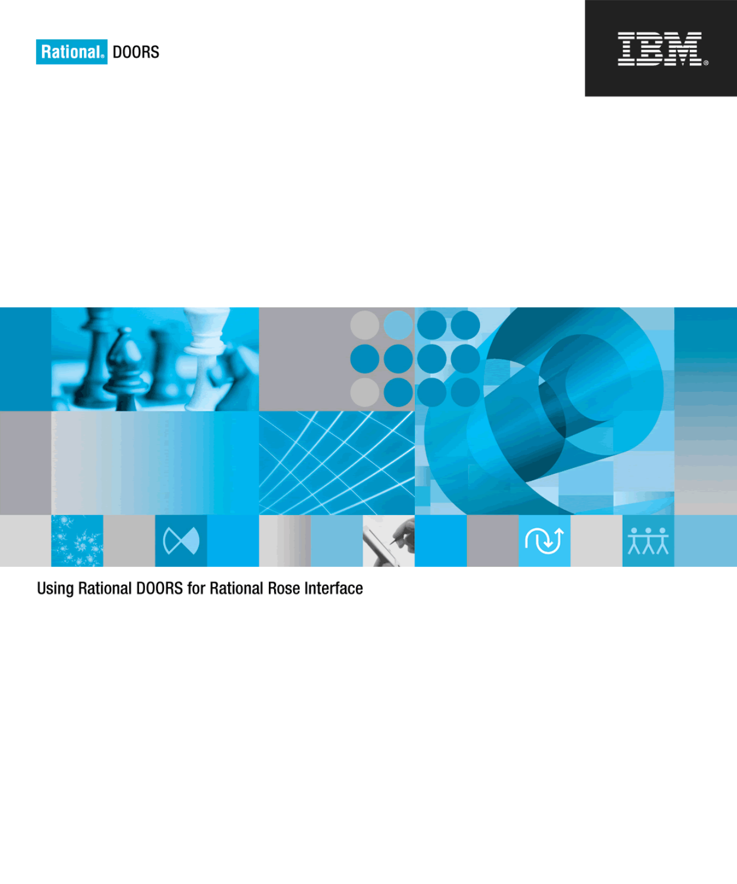Rational. DOORS

IBM

# Using Rational DOORS for Rational Rose Interface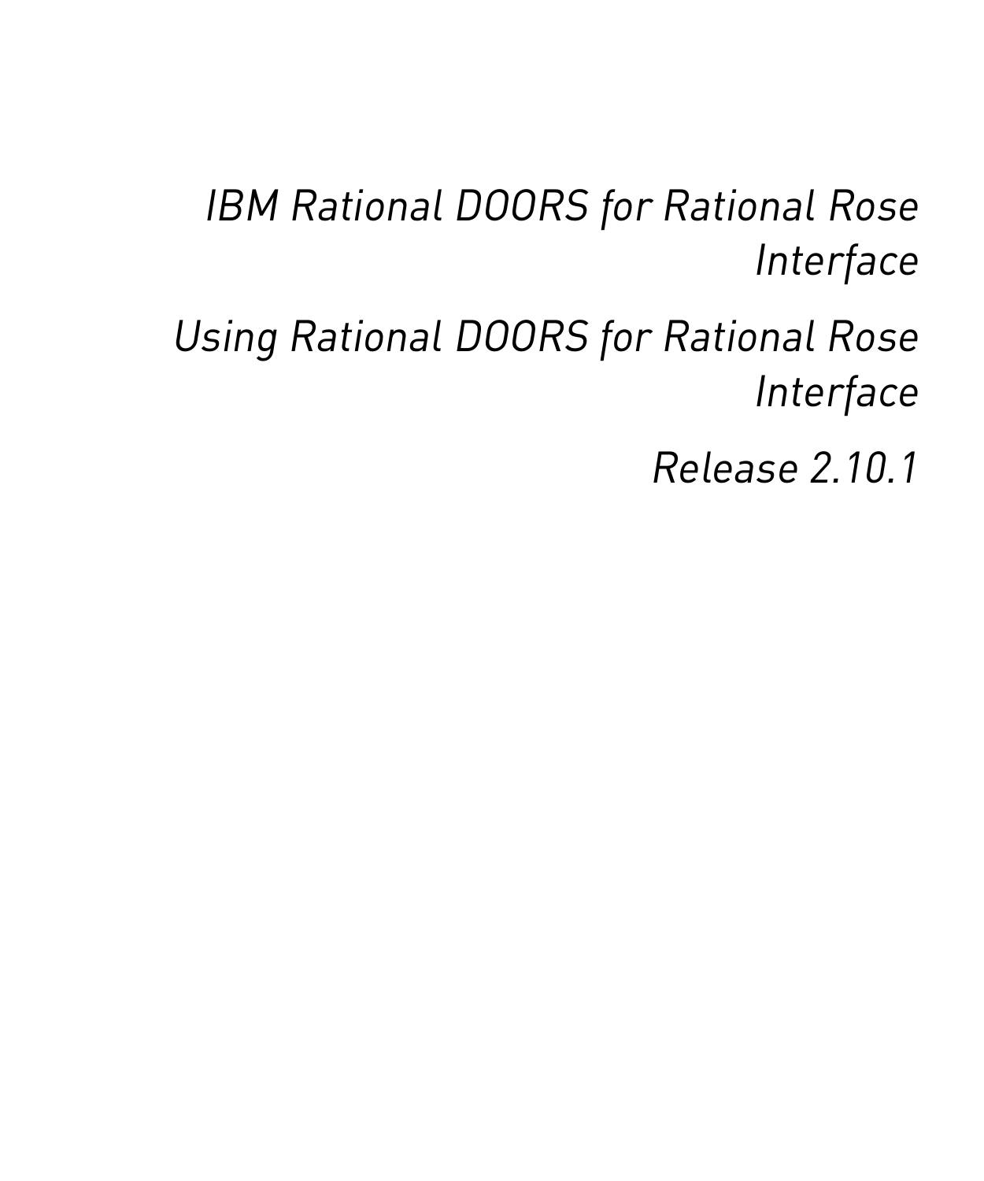*IBM Rational DOORS for Rational Rose Interface*

*Using Rational DOORS for Rational Rose Interface*

*Release 2.10.1*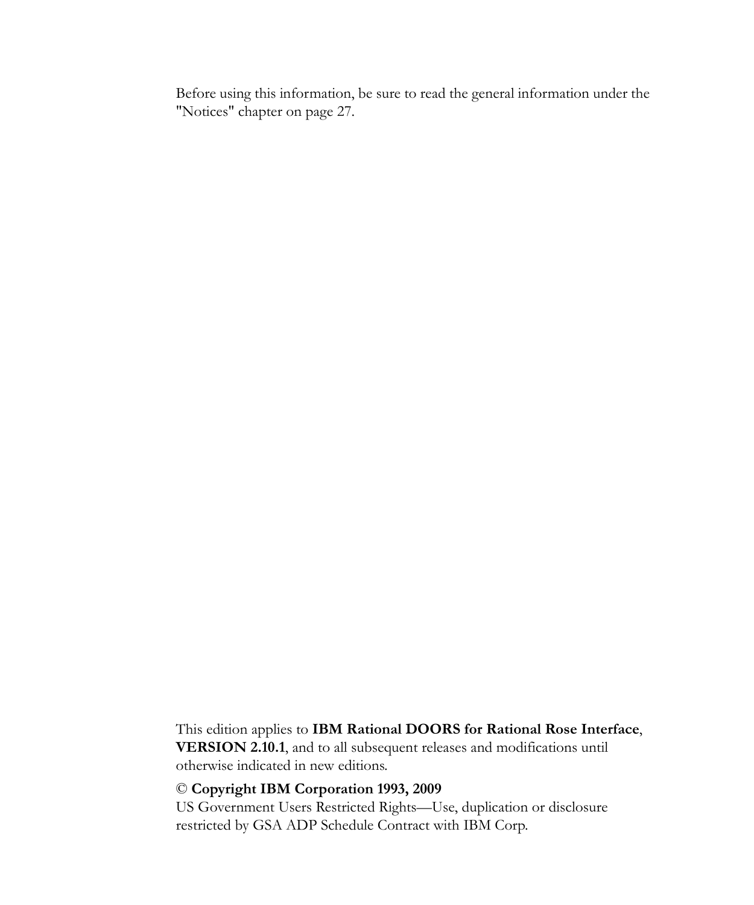Before using this information, be sure to read the general information under the "Notices" chapter on page 27.

This edition applies to **IBM Rational DOORS for Rational Rose Interface**, **VERSION 2.10.1**, and to all subsequent releases and modifications until otherwise indicated in new editions.

© **Copyright IBM Corporation 1993, 2009**
US Government Users Restricted Rights—Use, duplication or disclosure restricted by GSA ADP Schedule Contract with IBM Corp.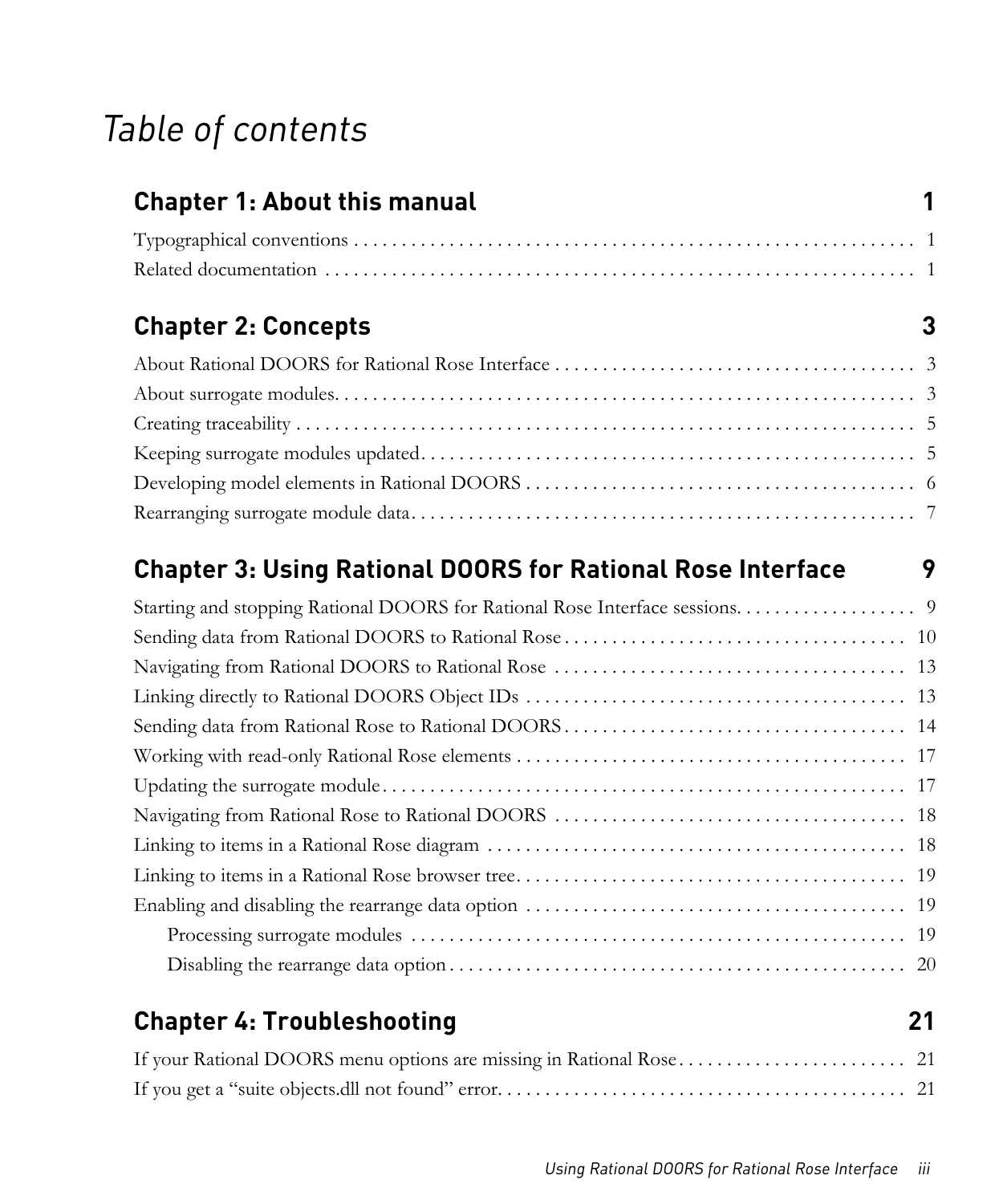# *Table of contents*

## Chapter 1: About this manual 1

Typographical conventions . . . . . . . . . . . . . . . . . . . . . . . . . . . . . . . . . . . . . . . . . . . . . . . . . . . . . . . . . . . 1

Related documentation . . . . . . . . . . . . . . . . . . . . . . . . . . . . . . . . . . . . . . . . . . . . . . . . . . . . . . . . . . . . . 1

## Chapter 2: Concepts 3

About Rational DOORS for Rational Rose Interface . . . . . . . . . . . . . . . . . . . . . . . . . . . . . . . . . . . . . . 3

About surrogate modules. . . . . . . . . . . . . . . . . . . . . . . . . . . . . . . . . . . . . . . . . . . . . . . . . . . . . . . . . . . . 3

Creating traceability . . . . . . . . . . . . . . . . . . . . . . . . . . . . . . . . . . . . . . . . . . . . . . . . . . . . . . . . . . . . . . . . 5

Keeping surrogate modules updated. . . . . . . . . . . . . . . . . . . . . . . . . . . . . . . . . . . . . . . . . . . . . . . . . . . . 5

Developing model elements in Rational DOORS . . . . . . . . . . . . . . . . . . . . . . . . . . . . . . . . . . . . . . . . . 6

Rearranging surrogate module data. . . . . . . . . . . . . . . . . . . . . . . . . . . . . . . . . . . . . . . . . . . . . . . . . . . . . 7

## Chapter 3: Using Rational DOORS for Rational Rose Interface 9

Starting and stopping Rational DOORS for Rational Rose Interface sessions. . . . . . . . . . . . . . . . . . . 9

Sending data from Rational DOORS to Rational Rose . . . . . . . . . . . . . . . . . . . . . . . . . . . . . . . . . . . . 10

Navigating from Rational DOORS to Rational Rose . . . . . . . . . . . . . . . . . . . . . . . . . . . . . . . . . . . . . 13

Linking directly to Rational DOORS Object IDs . . . . . . . . . . . . . . . . . . . . . . . . . . . . . . . . . . . . . . . . 13

Sending data from Rational Rose to Rational DOORS . . . . . . . . . . . . . . . . . . . . . . . . . . . . . . . . . . . . 14

Working with read-only Rational Rose elements . . . . . . . . . . . . . . . . . . . . . . . . . . . . . . . . . . . . . . . . . 17

Updating the surrogate module. . . . . . . . . . . . . . . . . . . . . . . . . . . . . . . . . . . . . . . . . . . . . . . . . . . . . . . 17

Navigating from Rational Rose to Rational DOORS . . . . . . . . . . . . . . . . . . . . . . . . . . . . . . . . . . . . . 18

Linking to items in a Rational Rose diagram . . . . . . . . . . . . . . . . . . . . . . . . . . . . . . . . . . . . . . . . . . . . 18

Linking to items in a Rational Rose browser tree. . . . . . . . . . . . . . . . . . . . . . . . . . . . . . . . . . . . . . . . . 19

Enabling and disabling the rearrange data option . . . . . . . . . . . . . . . . . . . . . . . . . . . . . . . . . . . . . . . . 19

- Processing surrogate modules . . . . . . . . . . . . . . . . . . . . . . . . . . . . . . . . . . . . . . . . . . . . . . . . . . . . 19
- Disabling the rearrange data option . . . . . . . . . . . . . . . . . . . . . . . . . . . . . . . . . . . . . . . . . . . . . . . . 20

## Chapter 4: Troubleshooting 21

If your Rational DOORS menu options are missing in Rational Rose. . . . . . . . . . . . . . . . . . . . . . . . 21

If you get a "suite objects.dll not found" error. . . . . . . . . . . . . . . . . . . . . . . . . . . . . . . . . . . . . . . . . . . 21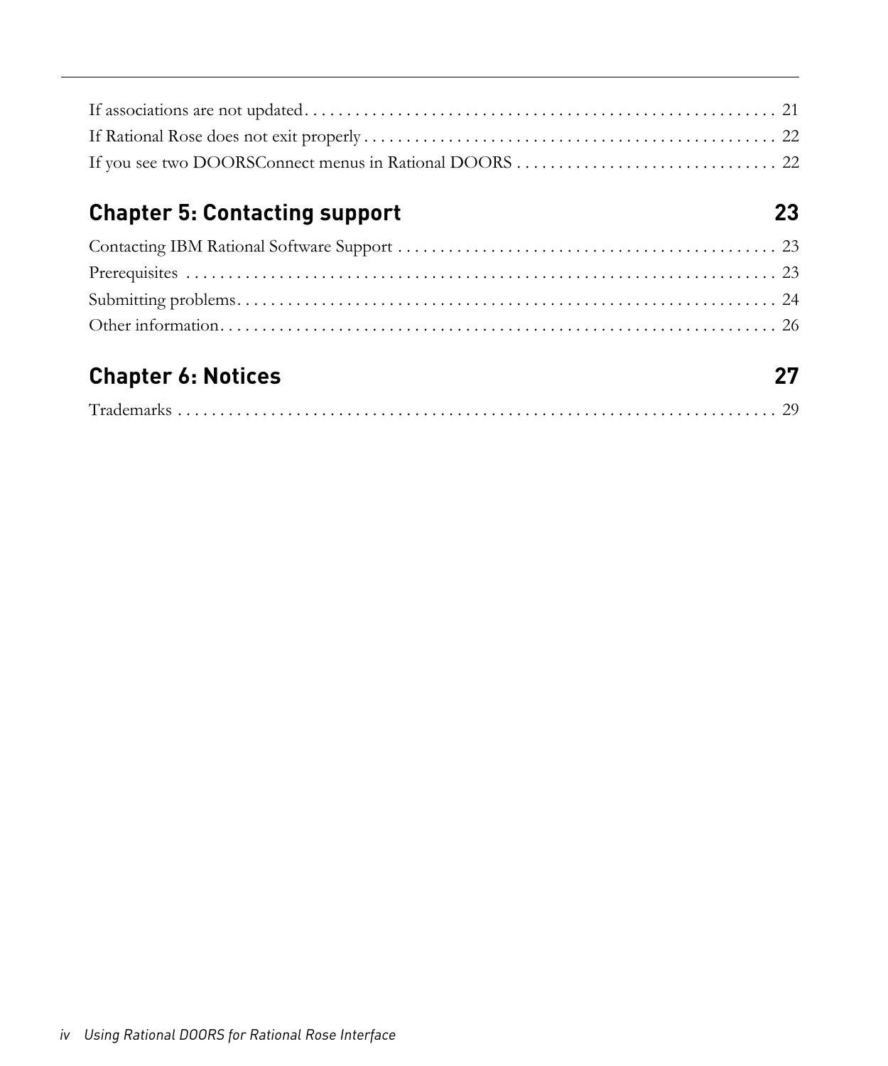If associations are not updated . . . . . . . . . . . . . . . . . . . . . . . . . . . . . . . . . . . . . . . . . . . . . . . . . . . . . 21
If Rational Rose does not exit properly . . . . . . . . . . . . . . . . . . . . . . . . . . . . . . . . . . . . . . . . . . . . . . . . 22
If you see two DOORSConnect menus in Rational DOORS . . . . . . . . . . . . . . . . . . . . . . . . . . . . . . 22

## Chapter 5: Contacting support 23

Contacting IBM Rational Software Support . . . . . . . . . . . . . . . . . . . . . . . . . . . . . . . . . . . . . . . . . . . . 23
Prerequisites . . . . . . . . . . . . . . . . . . . . . . . . . . . . . . . . . . . . . . . . . . . . . . . . . . . . . . . . . . . . . . . . . . . . 23
Submitting problems . . . . . . . . . . . . . . . . . . . . . . . . . . . . . . . . . . . . . . . . . . . . . . . . . . . . . . . . . . . . . . 24
Other information . . . . . . . . . . . . . . . . . . . . . . . . . . . . . . . . . . . . . . . . . . . . . . . . . . . . . . . . . . . . . . . . . 26

## Chapter 6: Notices 27

Trademarks . . . . . . . . . . . . . . . . . . . . . . . . . . . . . . . . . . . . . . . . . . . . . . . . . . . . . . . . . . . . . . . . . . . . . . 29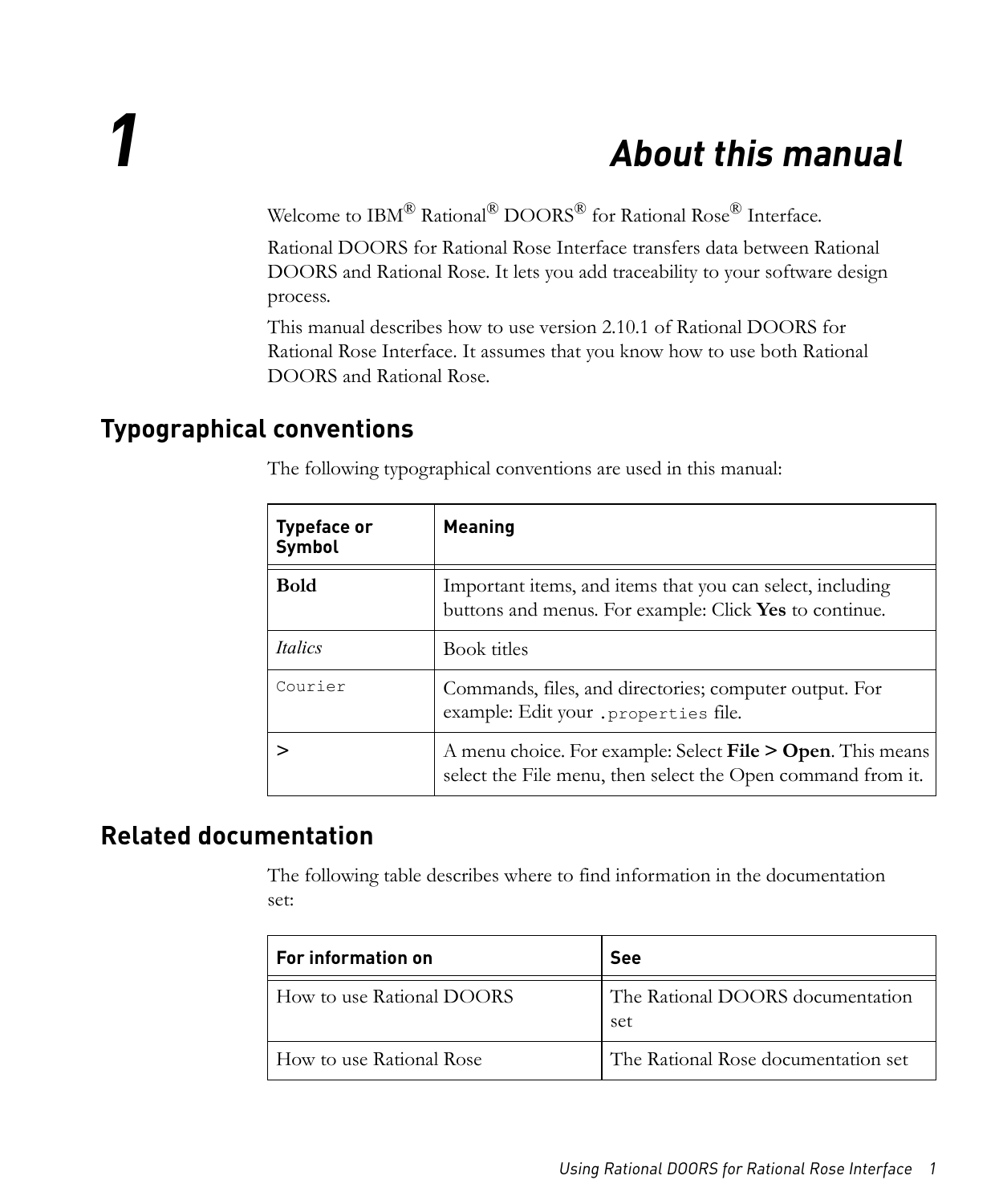# 1 About this manual

Welcome to IBM® Rational® DOORS® for Rational Rose® Interface.

Rational DOORS for Rational Rose Interface transfers data between Rational DOORS and Rational Rose. It lets you add traceability to your software design process.

This manual describes how to use version 2.10.1 of Rational DOORS for Rational Rose Interface. It assumes that you know how to use both Rational DOORS and Rational Rose.

## Typographical conventions

The following typographical conventions are used in this manual:

| Typeface or Symbol | Meaning |
|---|---|
| **Bold** | Important items, and items that you can select, including buttons and menus. For example: Click **Yes** to continue. |
| *Italics* | Book titles |
| `Courier` | Commands, files, and directories; computer output. For example: Edit your `.properties` file. |
| > | A menu choice. For example: Select **File > Open**. This means select the File menu, then select the Open command from it. |

## Related documentation

The following table describes where to find information in the documentation set:

| For information on | See |
|---|---|
| How to use Rational DOORS | The Rational DOORS documentation set |
| How to use Rational Rose | The Rational Rose documentation set |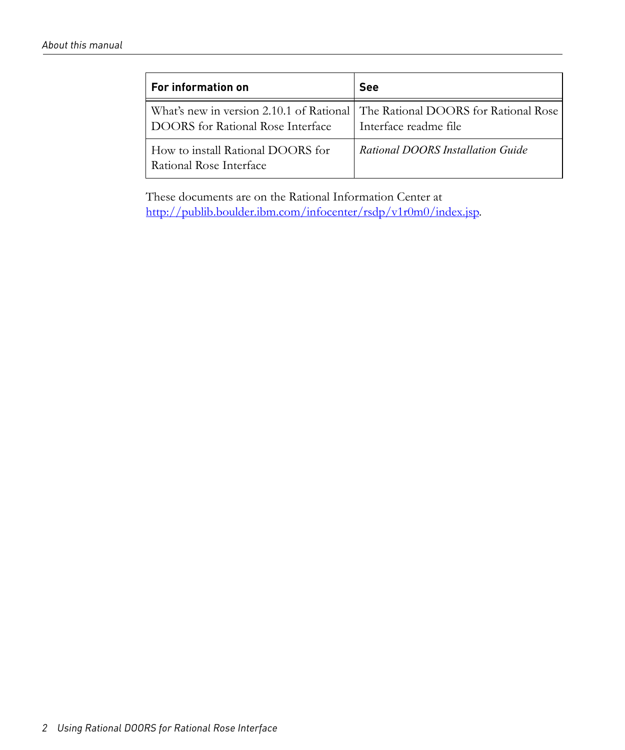| For information on | See |
| --- | --- |
| What's new in version 2.10.1 of Rational DOORS for Rational Rose Interface | The Rational DOORS for Rational Rose Interface readme file |
| How to install Rational DOORS for Rational Rose Interface | *Rational DOORS Installation Guide* |

These documents are on the Rational Information Center at http://publib.boulder.ibm.com/infocenter/rsdp/v1r0m0/index.jsp.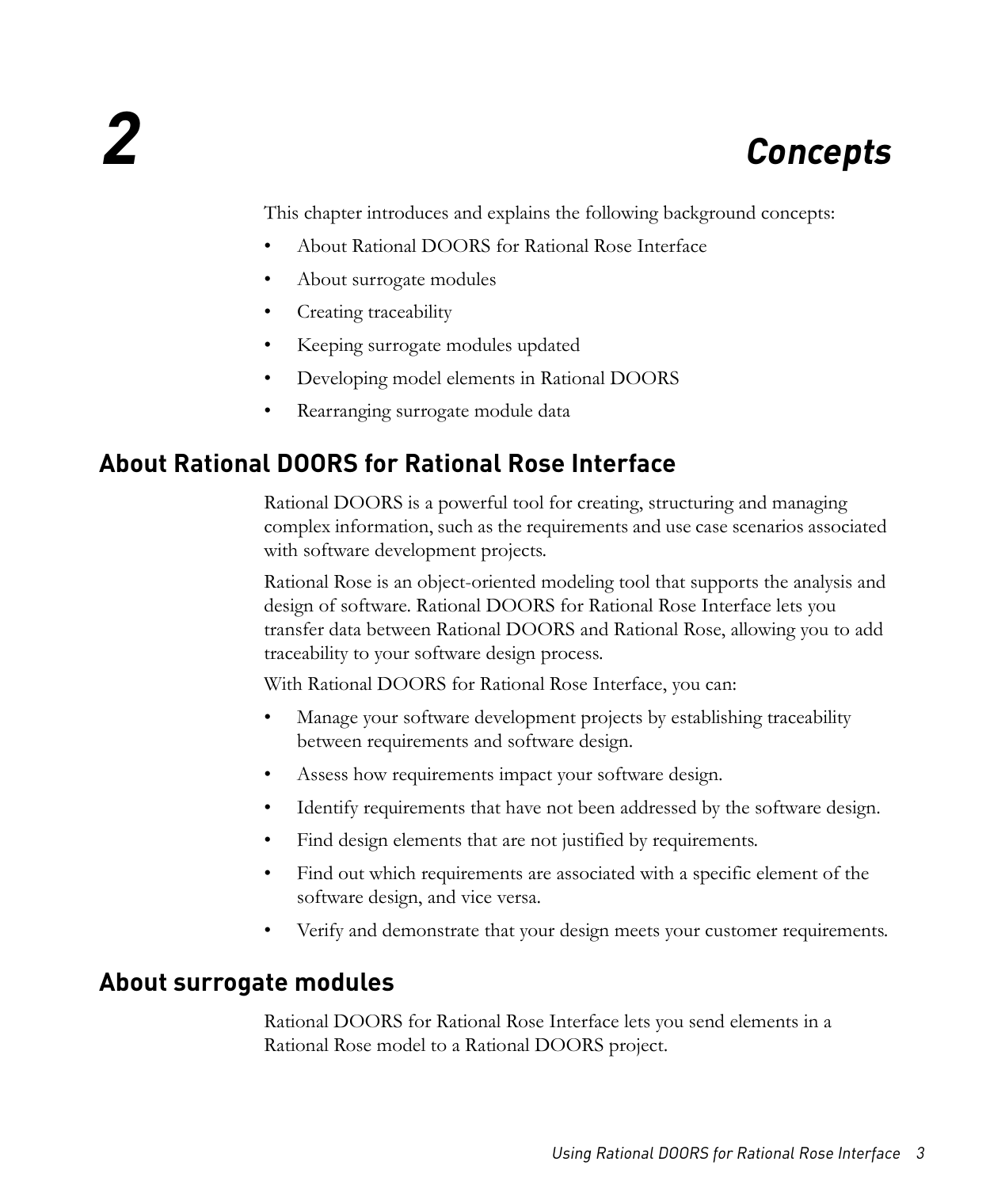# 2 Concepts

This chapter introduces and explains the following background concepts:

- About Rational DOORS for Rational Rose Interface
- About surrogate modules
- Creating traceability
- Keeping surrogate modules updated
- Developing model elements in Rational DOORS
- Rearranging surrogate module data

## About Rational DOORS for Rational Rose Interface

Rational DOORS is a powerful tool for creating, structuring and managing complex information, such as the requirements and use case scenarios associated with software development projects.

Rational Rose is an object-oriented modeling tool that supports the analysis and design of software. Rational DOORS for Rational Rose Interface lets you transfer data between Rational DOORS and Rational Rose, allowing you to add traceability to your software design process.

With Rational DOORS for Rational Rose Interface, you can:

- Manage your software development projects by establishing traceability between requirements and software design.
- Assess how requirements impact your software design.
- Identify requirements that have not been addressed by the software design.
- Find design elements that are not justified by requirements.
- Find out which requirements are associated with a specific element of the software design, and vice versa.
- Verify and demonstrate that your design meets your customer requirements.

## About surrogate modules

Rational DOORS for Rational Rose Interface lets you send elements in a Rational Rose model to a Rational DOORS project.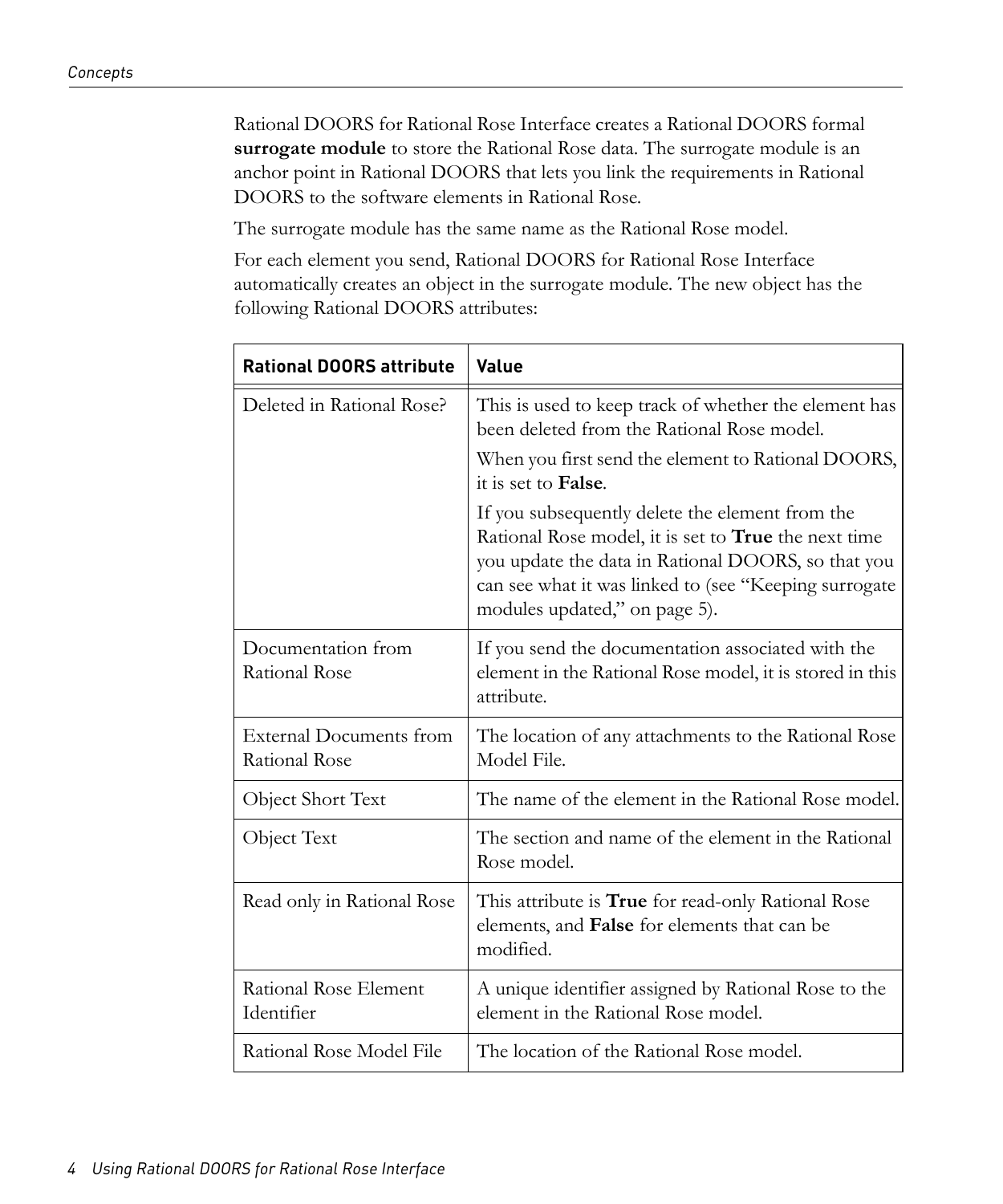Rational DOORS for Rational Rose Interface creates a Rational DOORS formal **surrogate module** to store the Rational Rose data. The surrogate module is an anchor point in Rational DOORS that lets you link the requirements in Rational DOORS to the software elements in Rational Rose.

The surrogate module has the same name as the Rational Rose model.

For each element you send, Rational DOORS for Rational Rose Interface automatically creates an object in the surrogate module. The new object has the following Rational DOORS attributes:

| Rational DOORS attribute | Value |
|---|---|
| Deleted in Rational Rose? | This is used to keep track of whether the element has been deleted from the Rational Rose model.<br><br>When you first send the element to Rational DOORS, it is set to **False**.<br><br>If you subsequently delete the element from the Rational Rose model, it is set to **True** the next time you update the data in Rational DOORS, so that you can see what it was linked to (see "Keeping surrogate modules updated," on page 5). |
| Documentation from Rational Rose | If you send the documentation associated with the element in the Rational Rose model, it is stored in this attribute. |
| External Documents from Rational Rose | The location of any attachments to the Rational Rose Model File. |
| Object Short Text | The name of the element in the Rational Rose model. |
| Object Text | The section and name of the element in the Rational Rose model. |
| Read only in Rational Rose | This attribute is **True** for read-only Rational Rose elements, and **False** for elements that can be modified. |
| Rational Rose Element Identifier | A unique identifier assigned by Rational Rose to the element in the Rational Rose model. |
| Rational Rose Model File | The location of the Rational Rose model. |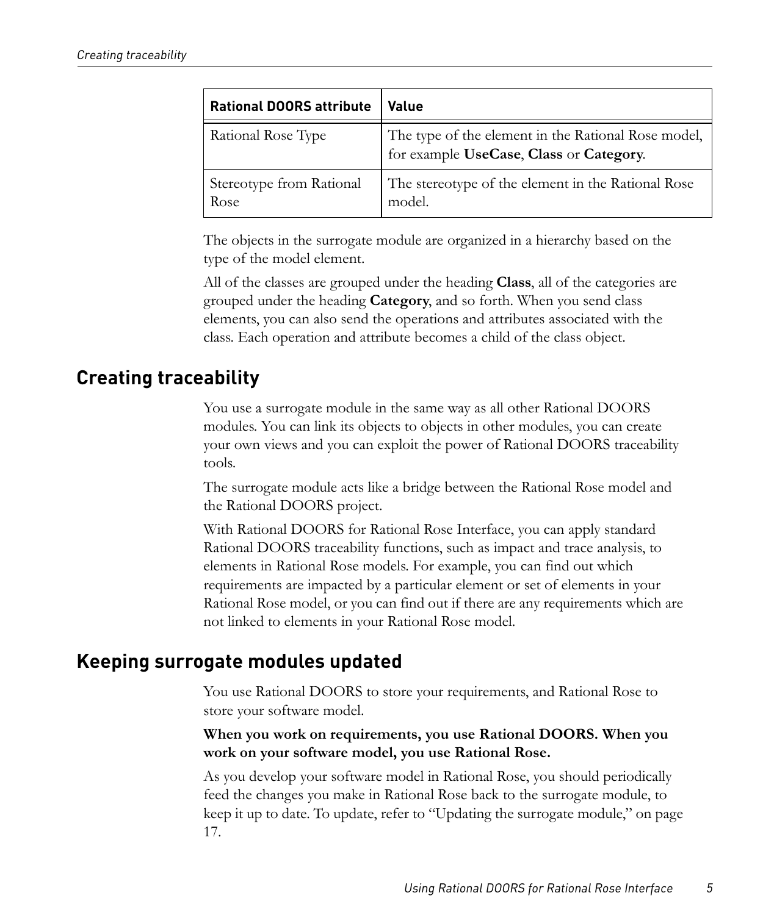| Rational DOORS attribute | Value |
|---|---|
| Rational Rose Type | The type of the element in the Rational Rose model, for example **UseCase**, **Class** or **Category**. |
| Stereotype from Rational Rose | The stereotype of the element in the Rational Rose model. |

The objects in the surrogate module are organized in a hierarchy based on the type of the model element.

All of the classes are grouped under the heading **Class**, all of the categories are grouped under the heading **Category**, and so forth. When you send class elements, you can also send the operations and attributes associated with the class. Each operation and attribute becomes a child of the class object.

## Creating traceability

You use a surrogate module in the same way as all other Rational DOORS modules. You can link its objects to objects in other modules, you can create your own views and you can exploit the power of Rational DOORS traceability tools.

The surrogate module acts like a bridge between the Rational Rose model and the Rational DOORS project.

With Rational DOORS for Rational Rose Interface, you can apply standard Rational DOORS traceability functions, such as impact and trace analysis, to elements in Rational Rose models. For example, you can find out which requirements are impacted by a particular element or set of elements in your Rational Rose model, or you can find out if there are any requirements which are not linked to elements in your Rational Rose model.

## Keeping surrogate modules updated

You use Rational DOORS to store your requirements, and Rational Rose to store your software model.

**When you work on requirements, you use Rational DOORS. When you work on your software model, you use Rational Rose.**

As you develop your software model in Rational Rose, you should periodically feed the changes you make in Rational Rose back to the surrogate module, to keep it up to date. To update, refer to "Updating the surrogate module," on page 17.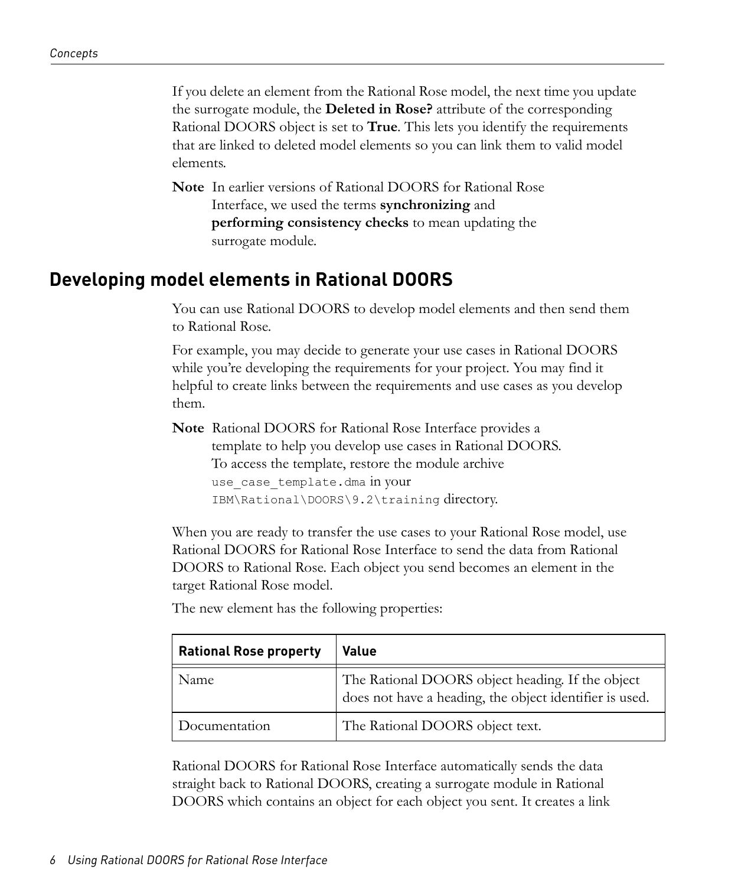If you delete an element from the Rational Rose model, the next time you update the surrogate module, the **Deleted in Rose?** attribute of the corresponding Rational DOORS object is set to **True**. This lets you identify the requirements that are linked to deleted model elements so you can link them to valid model elements.

**Note** In earlier versions of Rational DOORS for Rational Rose Interface, we used the terms **synchronizing** and **performing consistency checks** to mean updating the surrogate module.

## Developing model elements in Rational DOORS

You can use Rational DOORS to develop model elements and then send them to Rational Rose.

For example, you may decide to generate your use cases in Rational DOORS while you're developing the requirements for your project. You may find it helpful to create links between the requirements and use cases as you develop them.

**Note** Rational DOORS for Rational Rose Interface provides a template to help you develop use cases in Rational DOORS. To access the template, restore the module archive `use_case_template.dma` in your `IBM\Rational\DOORS\9.2\training` directory.

When you are ready to transfer the use cases to your Rational Rose model, use Rational DOORS for Rational Rose Interface to send the data from Rational DOORS to Rational Rose. Each object you send becomes an element in the target Rational Rose model.

The new element has the following properties:

| Rational Rose property | Value |
|---|---|
| Name | The Rational DOORS object heading. If the object does not have a heading, the object identifier is used. |
| Documentation | The Rational DOORS object text. |

Rational DOORS for Rational Rose Interface automatically sends the data straight back to Rational DOORS, creating a surrogate module in Rational DOORS which contains an object for each object you sent. It creates a link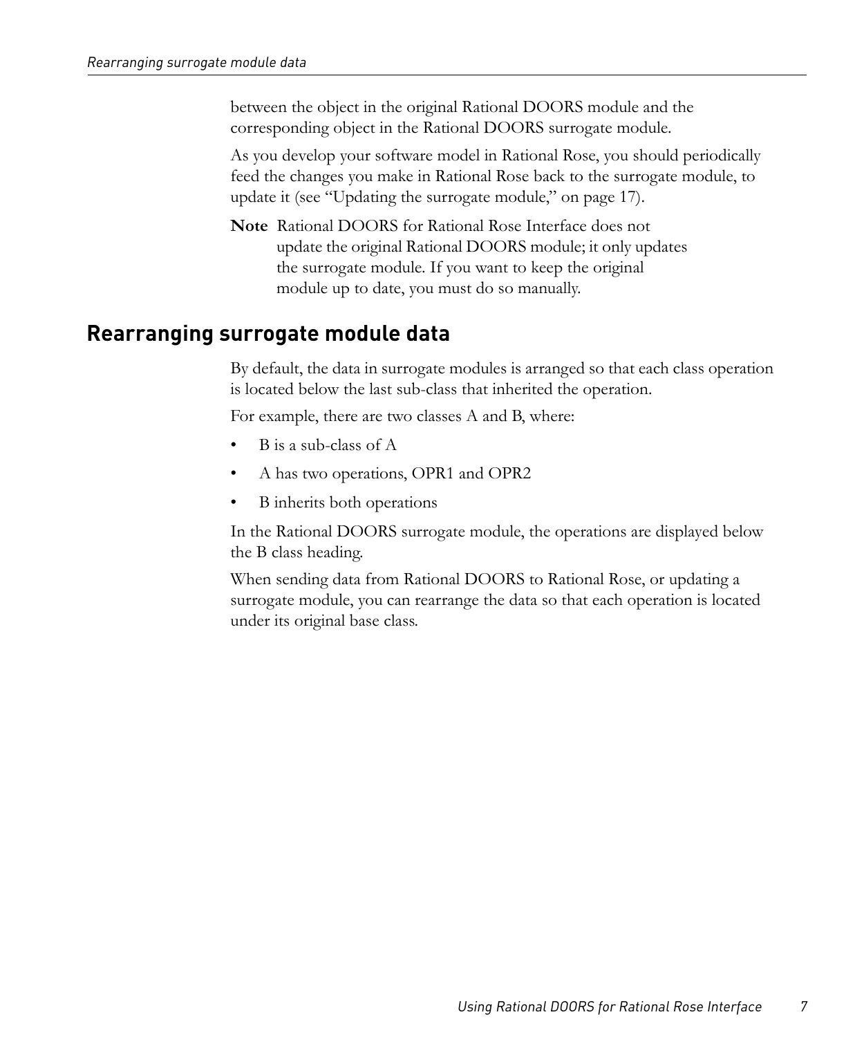between the object in the original Rational DOORS module and the corresponding object in the Rational DOORS surrogate module.

As you develop your software model in Rational Rose, you should periodically feed the changes you make in Rational Rose back to the surrogate module, to update it (see "Updating the surrogate module," on page 17).

**Note** Rational DOORS for Rational Rose Interface does not update the original Rational DOORS module; it only updates the surrogate module. If you want to keep the original module up to date, you must do so manually.

## Rearranging surrogate module data

By default, the data in surrogate modules is arranged so that each class operation is located below the last sub-class that inherited the operation.

For example, there are two classes A and B, where:

- B is a sub-class of A
- A has two operations, OPR1 and OPR2
- B inherits both operations

In the Rational DOORS surrogate module, the operations are displayed below the B class heading.

When sending data from Rational DOORS to Rational Rose, or updating a surrogate module, you can rearrange the data so that each operation is located under its original base class.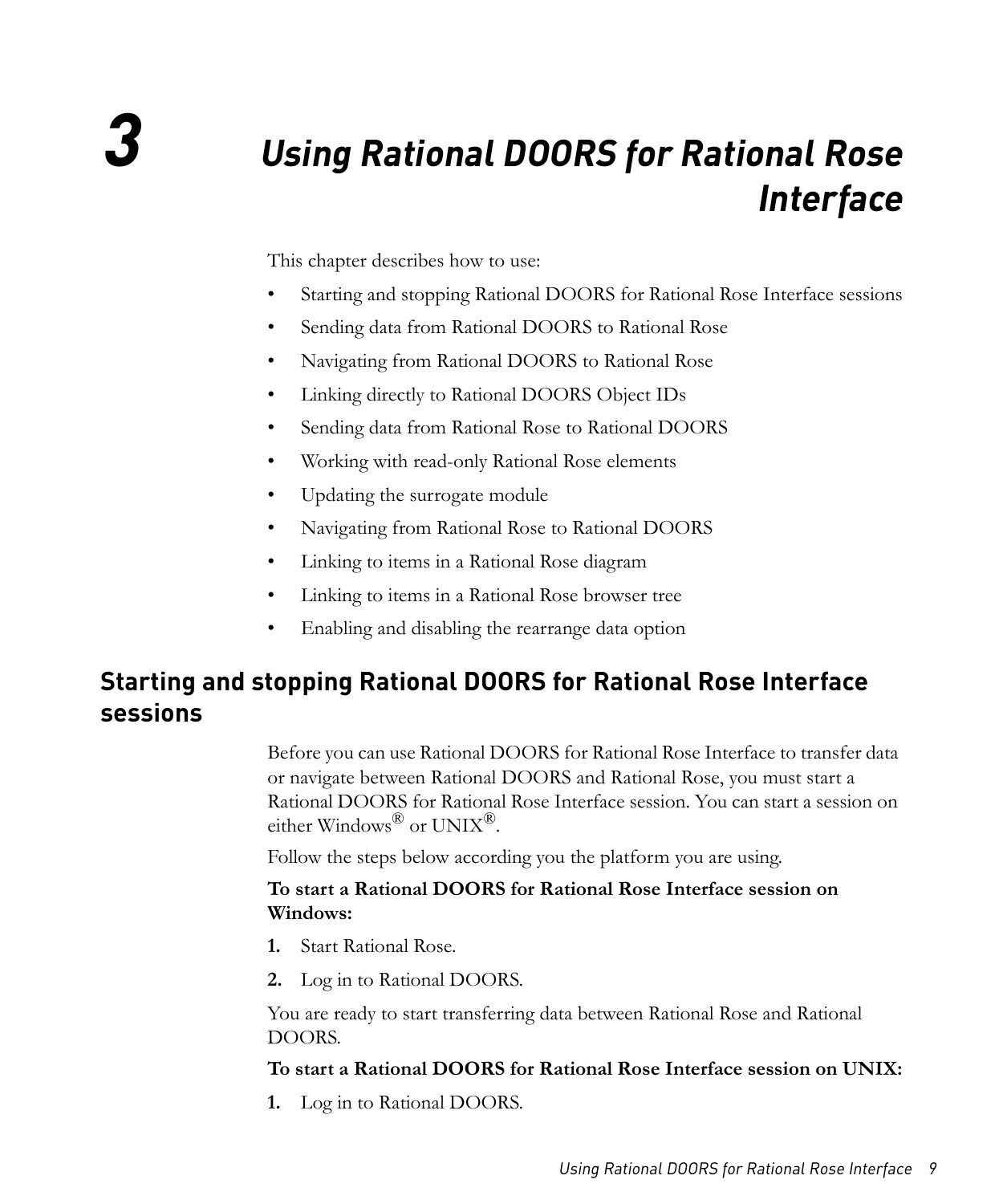# 3 Using Rational DOORS for Rational Rose Interface

This chapter describes how to use:

- Starting and stopping Rational DOORS for Rational Rose Interface sessions
- Sending data from Rational DOORS to Rational Rose
- Navigating from Rational DOORS to Rational Rose
- Linking directly to Rational DOORS Object IDs
- Sending data from Rational Rose to Rational DOORS
- Working with read-only Rational Rose elements
- Updating the surrogate module
- Navigating from Rational Rose to Rational DOORS
- Linking to items in a Rational Rose diagram
- Linking to items in a Rational Rose browser tree
- Enabling and disabling the rearrange data option

## Starting and stopping Rational DOORS for Rational Rose Interface sessions

Before you can use Rational DOORS for Rational Rose Interface to transfer data or navigate between Rational DOORS and Rational Rose, you must start a Rational DOORS for Rational Rose Interface session. You can start a session on either Windows® or UNIX®.

Follow the steps below according you the platform you are using.

**To start a Rational DOORS for Rational Rose Interface session on Windows:**

1. Start Rational Rose.
2. Log in to Rational DOORS.

You are ready to start transferring data between Rational Rose and Rational DOORS.

**To start a Rational DOORS for Rational Rose Interface session on UNIX:**

1. Log in to Rational DOORS.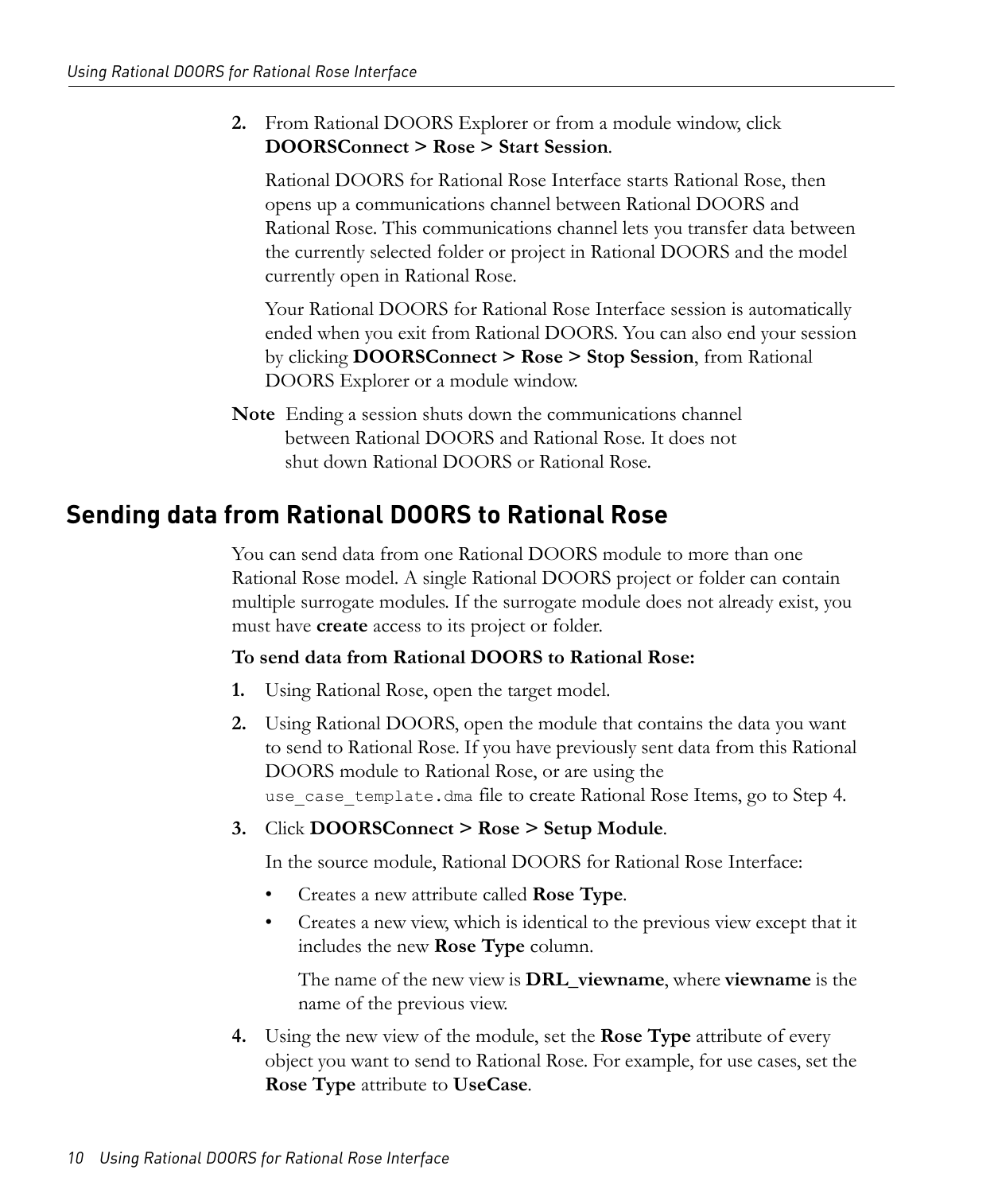2. From Rational DOORS Explorer or from a module window, click **DOORSConnect > Rose > Start Session**.

   Rational DOORS for Rational Rose Interface starts Rational Rose, then opens up a communications channel between Rational DOORS and Rational Rose. This communications channel lets you transfer data between the currently selected folder or project in Rational DOORS and the model currently open in Rational Rose.

   Your Rational DOORS for Rational Rose Interface session is automatically ended when you exit from Rational DOORS. You can also end your session by clicking **DOORSConnect > Rose > Stop Session**, from Rational DOORS Explorer or a module window.

**Note** Ending a session shuts down the communications channel between Rational DOORS and Rational Rose. It does not shut down Rational DOORS or Rational Rose.

## Sending data from Rational DOORS to Rational Rose

You can send data from one Rational DOORS module to more than one Rational Rose model. A single Rational DOORS project or folder can contain multiple surrogate modules. If the surrogate module does not already exist, you must have **create** access to its project or folder.

**To send data from Rational DOORS to Rational Rose:**

1. Using Rational Rose, open the target model.
2. Using Rational DOORS, open the module that contains the data you want to send to Rational Rose. If you have previously sent data from this Rational DOORS module to Rational Rose, or are using the `use_case_template.dma` file to create Rational Rose Items, go to Step 4.
3. Click **DOORSConnect > Rose > Setup Module**.

   In the source module, Rational DOORS for Rational Rose Interface:

   - Creates a new attribute called **Rose Type**.
   - Creates a new view, which is identical to the previous view except that it includes the new **Rose Type** column.

     The name of the new view is **DRL_viewname**, where **viewname** is the name of the previous view.
4. Using the new view of the module, set the **Rose Type** attribute of every object you want to send to Rational Rose. For example, for use cases, set the **Rose Type** attribute to **UseCase**.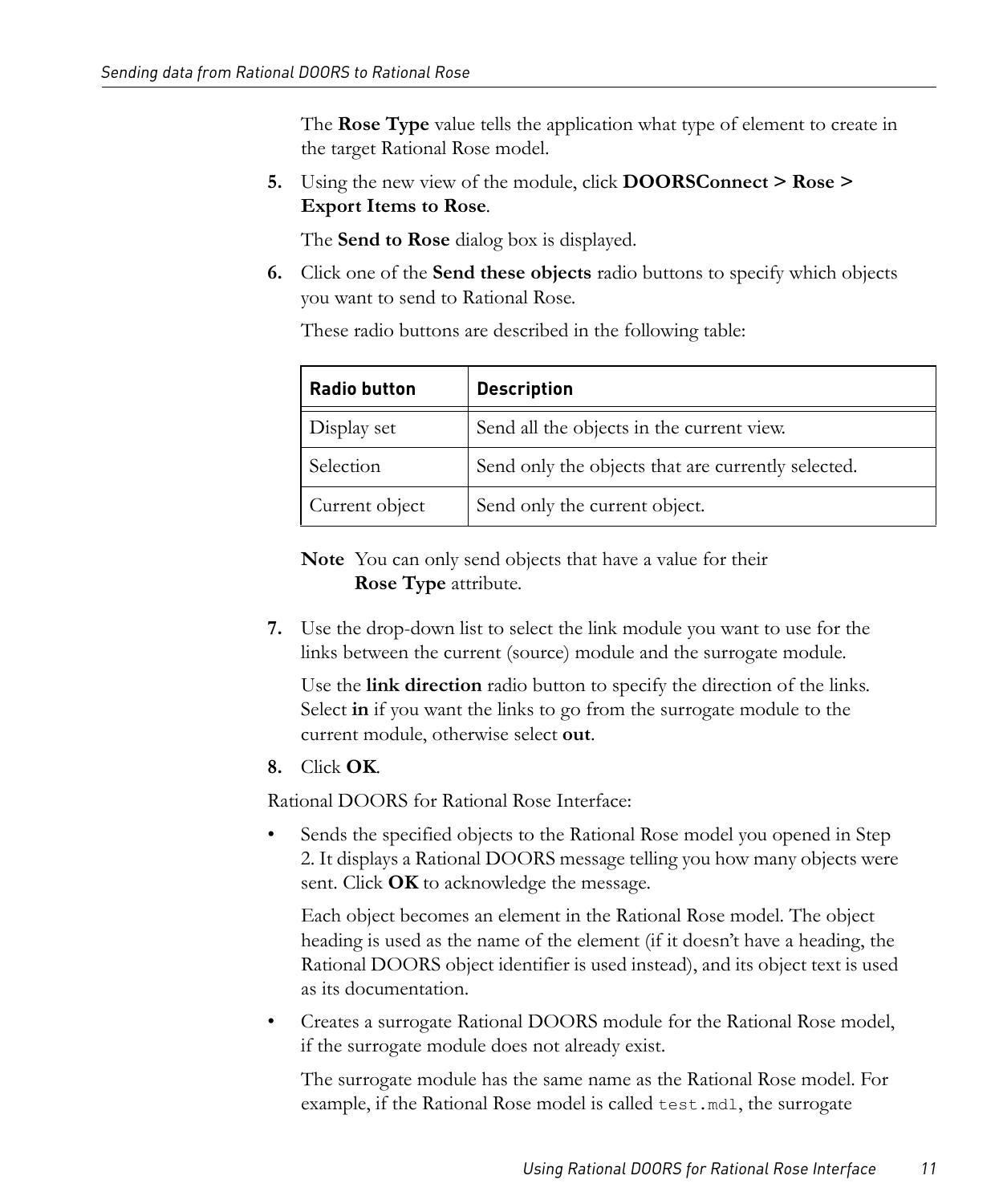The **Rose Type** value tells the application what type of element to create in the target Rational Rose model.

5. Using the new view of the module, click **DOORSConnect > Rose > Export Items to Rose**.

   The **Send to Rose** dialog box is displayed.

6. Click one of the **Send these objects** radio buttons to specify which objects you want to send to Rational Rose.

   These radio buttons are described in the following table:

   | Radio button | Description |
   |---|---|
   | Display set | Send all the objects in the current view. |
   | Selection | Send only the objects that are currently selected. |
   | Current object | Send only the current object. |

   **Note** You can only send objects that have a value for their **Rose Type** attribute.

7. Use the drop-down list to select the link module you want to use for the links between the current (source) module and the surrogate module.

   Use the **link direction** radio button to specify the direction of the links. Select **in** if you want the links to go from the surrogate module to the current module, otherwise select **out**.

8. Click **OK**.

Rational DOORS for Rational Rose Interface:

- Sends the specified objects to the Rational Rose model you opened in Step 2. It displays a Rational DOORS message telling you how many objects were sent. Click **OK** to acknowledge the message.

  Each object becomes an element in the Rational Rose model. The object heading is used as the name of the element (if it doesn't have a heading, the Rational DOORS object identifier is used instead), and its object text is used as its documentation.

- Creates a surrogate Rational DOORS module for the Rational Rose model, if the surrogate module does not already exist.

  The surrogate module has the same name as the Rational Rose model. For example, if the Rational Rose model is called `test.mdl`, the surrogate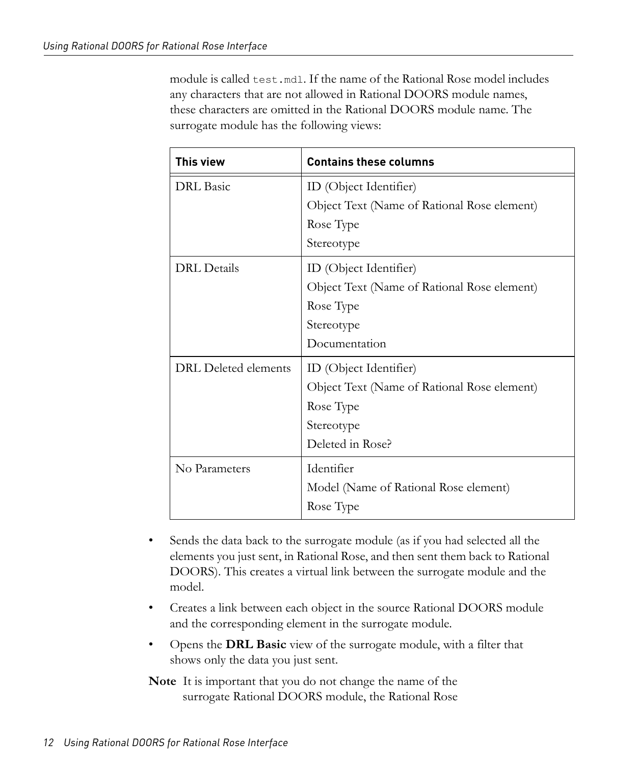module is called `test.mdl`. If the name of the Rational Rose model includes any characters that are not allowed in Rational DOORS module names, these characters are omitted in the Rational DOORS module name. The surrogate module has the following views:

| This view | Contains these columns |
|---|---|
| DRL Basic | ID (Object Identifier)<br>Object Text (Name of Rational Rose element)<br>Rose Type<br>Stereotype |
| DRL Details | ID (Object Identifier)<br>Object Text (Name of Rational Rose element)<br>Rose Type<br>Stereotype<br>Documentation |
| DRL Deleted elements | ID (Object Identifier)<br>Object Text (Name of Rational Rose element)<br>Rose Type<br>Stereotype<br>Deleted in Rose? |
| No Parameters | Identifier<br>Model (Name of Rational Rose element)<br>Rose Type |

- Sends the data back to the surrogate module (as if you had selected all the elements you just sent, in Rational Rose, and then sent them back to Rational DOORS). This creates a virtual link between the surrogate module and the model.
- Creates a link between each object in the source Rational DOORS module and the corresponding element in the surrogate module.
- Opens the **DRL Basic** view of the surrogate module, with a filter that shows only the data you just sent.

**Note** It is important that you do not change the name of the surrogate Rational DOORS module, the Rational Rose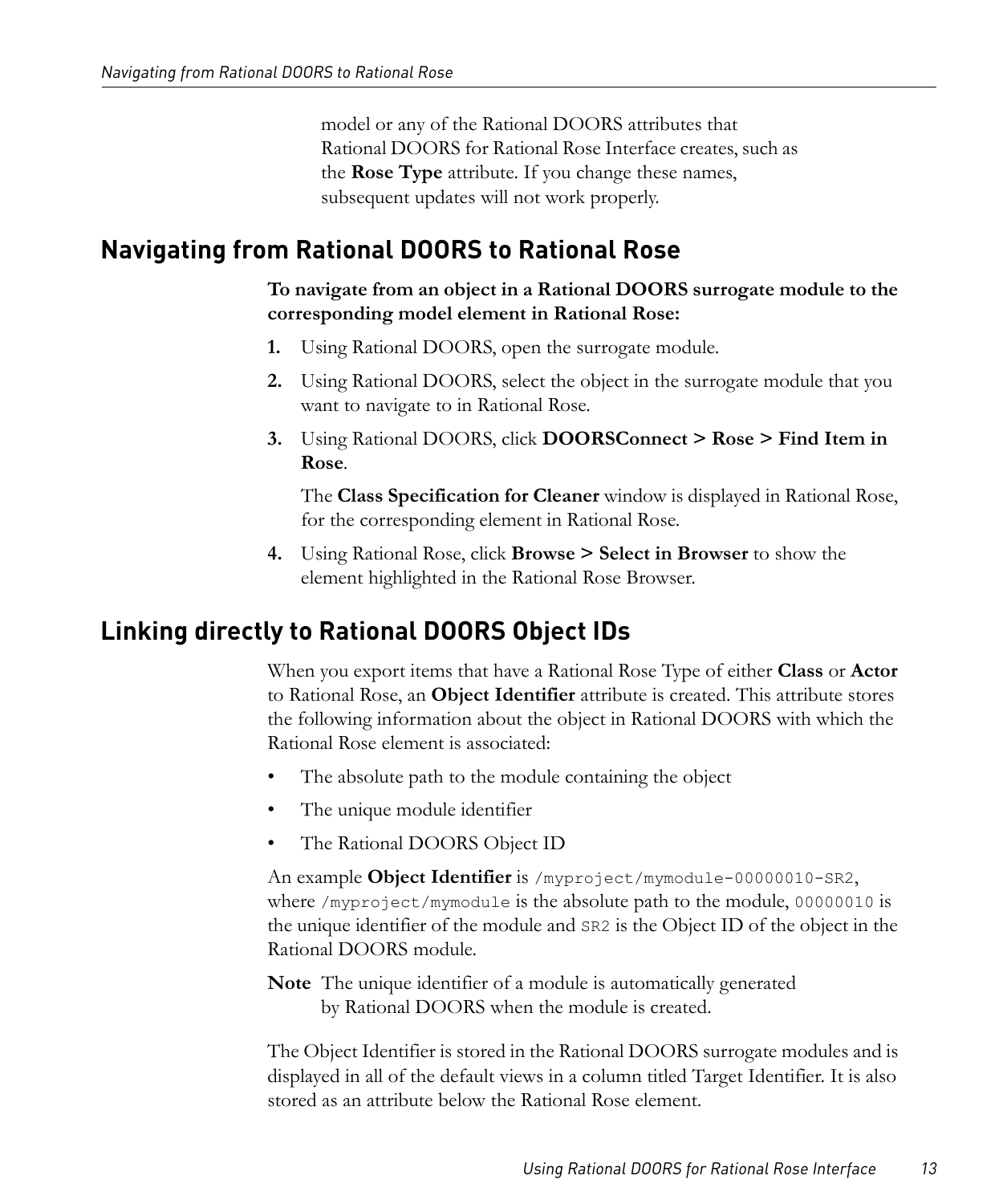model or any of the Rational DOORS attributes that Rational DOORS for Rational Rose Interface creates, such as the **Rose Type** attribute. If you change these names, subsequent updates will not work properly.

## Navigating from Rational DOORS to Rational Rose

**To navigate from an object in a Rational DOORS surrogate module to the corresponding model element in Rational Rose:**

1. Using Rational DOORS, open the surrogate module.
2. Using Rational DOORS, select the object in the surrogate module that you want to navigate to in Rational Rose.
3. Using Rational DOORS, click **DOORSConnect > Rose > Find Item in Rose**.

   The **Class Specification for Cleaner** window is displayed in Rational Rose, for the corresponding element in Rational Rose.
4. Using Rational Rose, click **Browse > Select in Browser** to show the element highlighted in the Rational Rose Browser.

## Linking directly to Rational DOORS Object IDs

When you export items that have a Rational Rose Type of either **Class** or **Actor** to Rational Rose, an **Object Identifier** attribute is created. This attribute stores the following information about the object in Rational DOORS with which the Rational Rose element is associated:

- The absolute path to the module containing the object
- The unique module identifier
- The Rational DOORS Object ID

An example **Object Identifier** is `/myproject/mymodule-00000010-SR2`, where `/myproject/mymodule` is the absolute path to the module, `00000010` is the unique identifier of the module and `SR2` is the Object ID of the object in the Rational DOORS module.

**Note** The unique identifier of a module is automatically generated by Rational DOORS when the module is created.

The Object Identifier is stored in the Rational DOORS surrogate modules and is displayed in all of the default views in a column titled Target Identifier. It is also stored as an attribute below the Rational Rose element.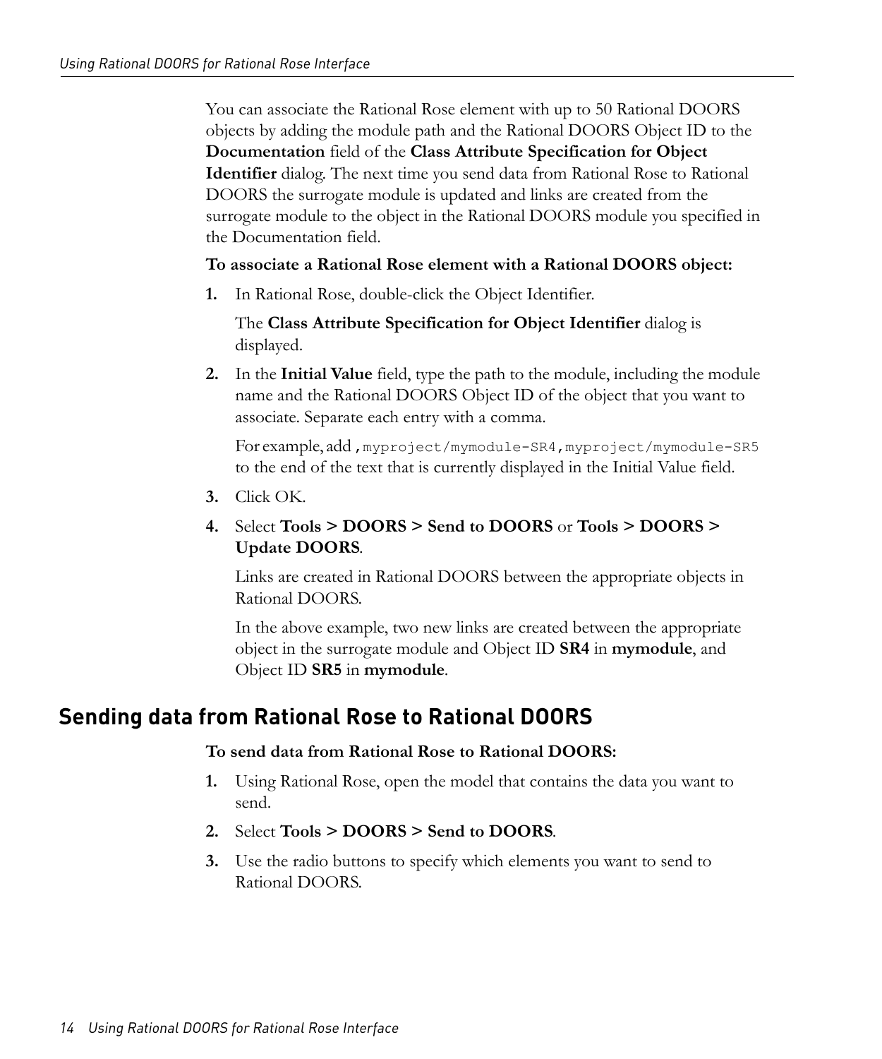You can associate the Rational Rose element with up to 50 Rational DOORS objects by adding the module path and the Rational DOORS Object ID to the **Documentation** field of the **Class Attribute Specification for Object Identifier** dialog. The next time you send data from Rational Rose to Rational DOORS the surrogate module is updated and links are created from the surrogate module to the object in the Rational DOORS module you specified in the Documentation field.

**To associate a Rational Rose element with a Rational DOORS object:**

1. In Rational Rose, double-click the Object Identifier.

   The **Class Attribute Specification for Object Identifier** dialog is displayed.

2. In the **Initial Value** field, type the path to the module, including the module name and the Rational DOORS Object ID of the object that you want to associate. Separate each entry with a comma.

   For example, add `,myproject/mymodule-SR4,myproject/mymodule-SR5` to the end of the text that is currently displayed in the Initial Value field.

3. Click OK.

4. Select **Tools > DOORS > Send to DOORS** or **Tools > DOORS > Update DOORS**.

   Links are created in Rational DOORS between the appropriate objects in Rational DOORS.

   In the above example, two new links are created between the appropriate object in the surrogate module and Object ID **SR4** in **mymodule**, and Object ID **SR5** in **mymodule**.

## Sending data from Rational Rose to Rational DOORS

**To send data from Rational Rose to Rational DOORS:**

1. Using Rational Rose, open the model that contains the data you want to send.

2. Select **Tools > DOORS > Send to DOORS**.

3. Use the radio buttons to specify which elements you want to send to Rational DOORS.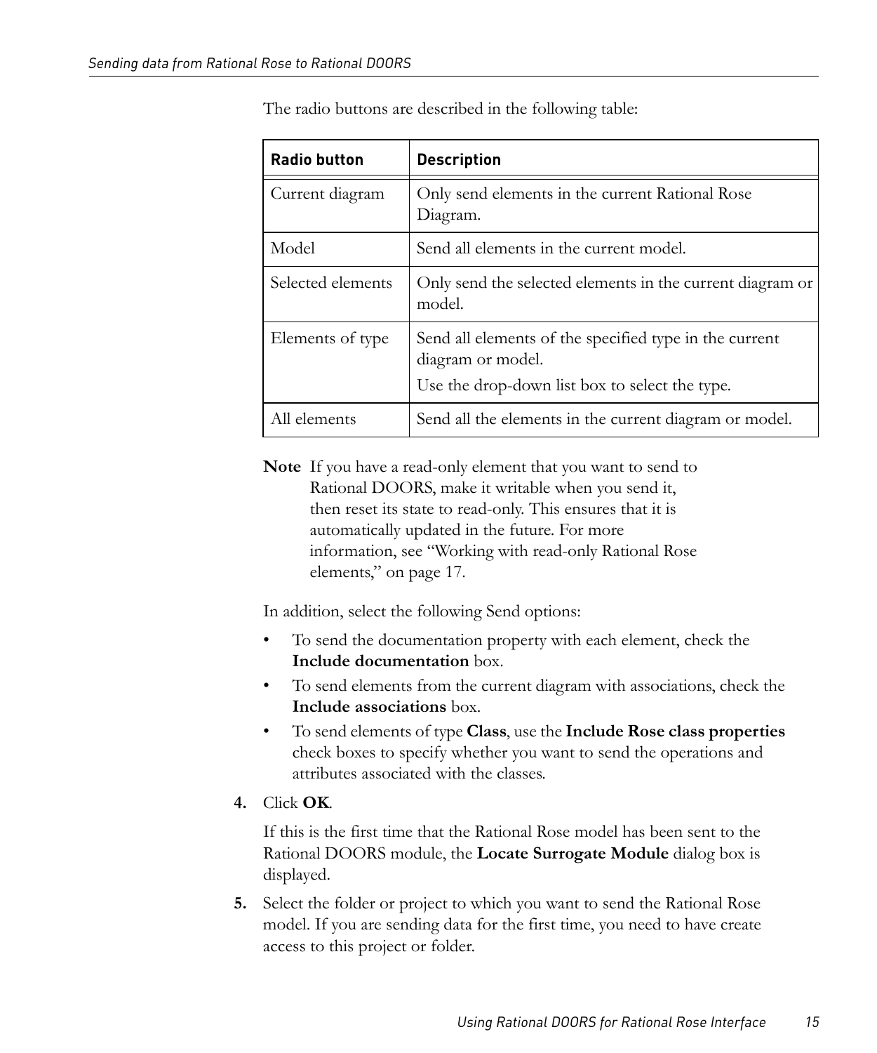The radio buttons are described in the following table:

| Radio button | Description |
|---|---|
| Current diagram | Only send elements in the current Rational Rose Diagram. |
| Model | Send all elements in the current model. |
| Selected elements | Only send the selected elements in the current diagram or model. |
| Elements of type | Send all elements of the specified type in the current diagram or model.<br>Use the drop-down list box to select the type. |
| All elements | Send all the elements in the current diagram or model. |

**Note** If you have a read-only element that you want to send to Rational DOORS, make it writable when you send it, then reset its state to read-only. This ensures that it is automatically updated in the future. For more information, see “Working with read-only Rational Rose elements,” on page 17.

In addition, select the following Send options:

- To send the documentation property with each element, check the **Include documentation** box.
- To send elements from the current diagram with associations, check the **Include associations** box.
- To send elements of type **Class**, use the **Include Rose class properties** check boxes to specify whether you want to send the operations and attributes associated with the classes.

4. Click **OK**.

   If this is the first time that the Rational Rose model has been sent to the Rational DOORS module, the **Locate Surrogate Module** dialog box is displayed.

5. Select the folder or project to which you want to send the Rational Rose model. If you are sending data for the first time, you need to have create access to this project or folder.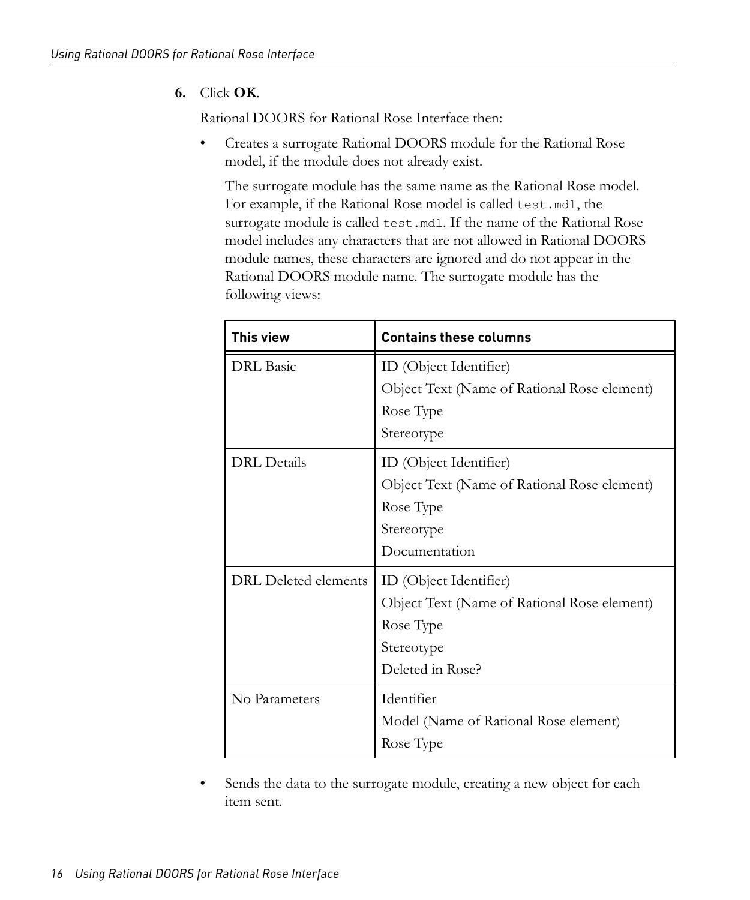6. Click **OK**.

   Rational DOORS for Rational Rose Interface then:

   - Creates a surrogate Rational DOORS module for the Rational Rose model, if the module does not already exist.

     The surrogate module has the same name as the Rational Rose model. For example, if the Rational Rose model is called `test.mdl`, the surrogate module is called `test.mdl`. If the name of the Rational Rose model includes any characters that are not allowed in Rational DOORS module names, these characters are ignored and do not appear in the Rational DOORS module name. The surrogate module has the following views:

| This view | Contains these columns |
|---|---|
| DRL Basic | ID (Object Identifier)<br>Object Text (Name of Rational Rose element)<br>Rose Type<br>Stereotype |
| DRL Details | ID (Object Identifier)<br>Object Text (Name of Rational Rose element)<br>Rose Type<br>Stereotype<br>Documentation |
| DRL Deleted elements | ID (Object Identifier)<br>Object Text (Name of Rational Rose element)<br>Rose Type<br>Stereotype<br>Deleted in Rose? |
| No Parameters | Identifier<br>Model (Name of Rational Rose element)<br>Rose Type |

   - Sends the data to the surrogate module, creating a new object for each item sent.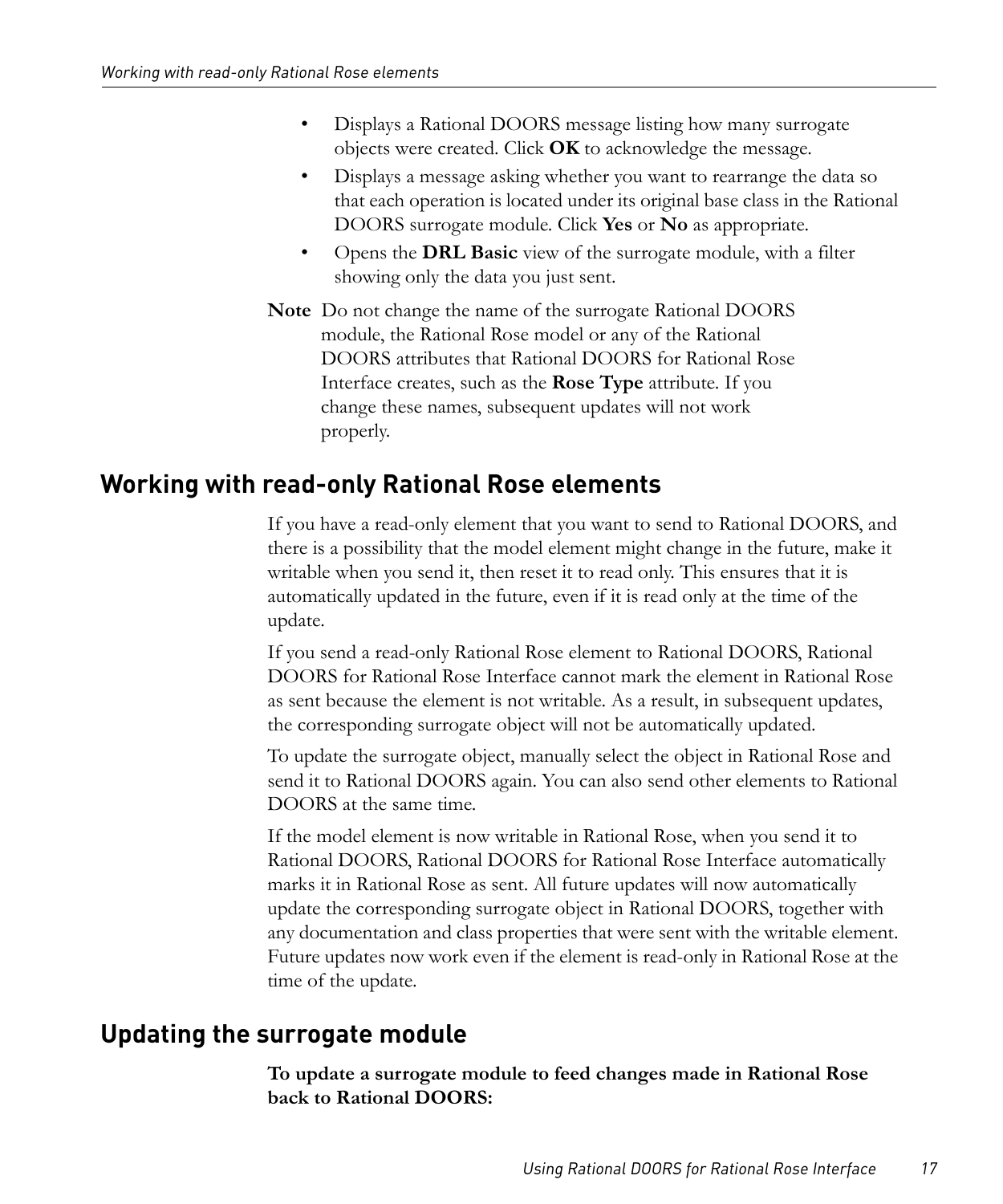- Displays a Rational DOORS message listing how many surrogate objects were created. Click **OK** to acknowledge the message.
- Displays a message asking whether you want to rearrange the data so that each operation is located under its original base class in the Rational DOORS surrogate module. Click **Yes** or **No** as appropriate.
- Opens the **DRL Basic** view of the surrogate module, with a filter showing only the data you just sent.

**Note** Do not change the name of the surrogate Rational DOORS module, the Rational Rose model or any of the Rational DOORS attributes that Rational DOORS for Rational Rose Interface creates, such as the **Rose Type** attribute. If you change these names, subsequent updates will not work properly.

## Working with read-only Rational Rose elements

If you have a read-only element that you want to send to Rational DOORS, and there is a possibility that the model element might change in the future, make it writable when you send it, then reset it to read only. This ensures that it is automatically updated in the future, even if it is read only at the time of the update.

If you send a read-only Rational Rose element to Rational DOORS, Rational DOORS for Rational Rose Interface cannot mark the element in Rational Rose as sent because the element is not writable. As a result, in subsequent updates, the corresponding surrogate object will not be automatically updated.

To update the surrogate object, manually select the object in Rational Rose and send it to Rational DOORS again. You can also send other elements to Rational DOORS at the same time.

If the model element is now writable in Rational Rose, when you send it to Rational DOORS, Rational DOORS for Rational Rose Interface automatically marks it in Rational Rose as sent. All future updates will now automatically update the corresponding surrogate object in Rational DOORS, together with any documentation and class properties that were sent with the writable element. Future updates now work even if the element is read-only in Rational Rose at the time of the update.

## Updating the surrogate module

**To update a surrogate module to feed changes made in Rational Rose back to Rational DOORS:**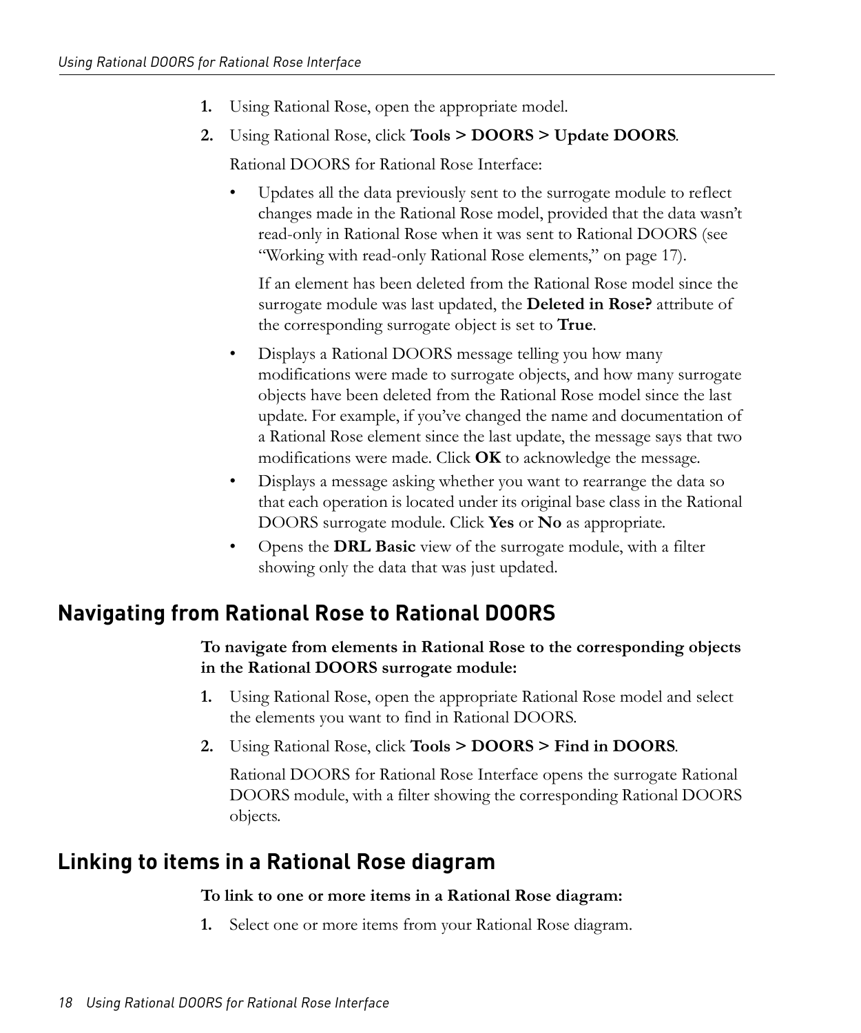1. Using Rational Rose, open the appropriate model.
2. Using Rational Rose, click **Tools > DOORS > Update DOORS**.

   Rational DOORS for Rational Rose Interface:

   - Updates all the data previously sent to the surrogate module to reflect changes made in the Rational Rose model, provided that the data wasn't read-only in Rational Rose when it was sent to Rational DOORS (see "Working with read-only Rational Rose elements," on page 17).

     If an element has been deleted from the Rational Rose model since the surrogate module was last updated, the **Deleted in Rose?** attribute of the corresponding surrogate object is set to **True**.

   - Displays a Rational DOORS message telling you how many modifications were made to surrogate objects, and how many surrogate objects have been deleted from the Rational Rose model since the last update. For example, if you've changed the name and documentation of a Rational Rose element since the last update, the message says that two modifications were made. Click **OK** to acknowledge the message.
   - Displays a message asking whether you want to rearrange the data so that each operation is located under its original base class in the Rational DOORS surrogate module. Click **Yes** or **No** as appropriate.
   - Opens the **DRL Basic** view of the surrogate module, with a filter showing only the data that was just updated.

## Navigating from Rational Rose to Rational DOORS

**To navigate from elements in Rational Rose to the corresponding objects in the Rational DOORS surrogate module:**

1. Using Rational Rose, open the appropriate Rational Rose model and select the elements you want to find in Rational DOORS.
2. Using Rational Rose, click **Tools > DOORS > Find in DOORS**.

   Rational DOORS for Rational Rose Interface opens the surrogate Rational DOORS module, with a filter showing the corresponding Rational DOORS objects.

## Linking to items in a Rational Rose diagram

**To link to one or more items in a Rational Rose diagram:**

1. Select one or more items from your Rational Rose diagram.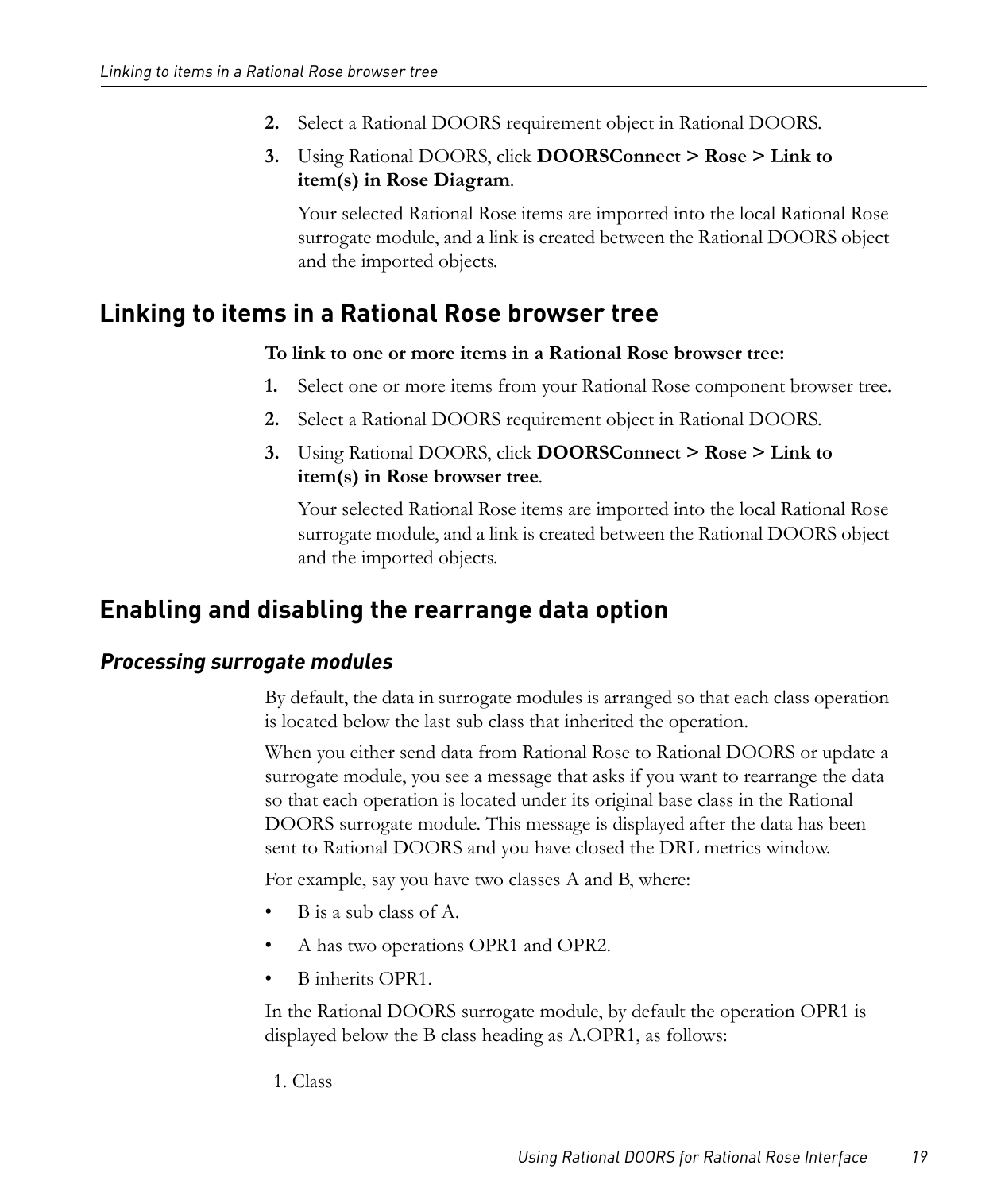2. Select a Rational DOORS requirement object in Rational DOORS.
3. Using Rational DOORS, click **DOORSConnect > Rose > Link to item(s) in Rose Diagram**.

   Your selected Rational Rose items are imported into the local Rational Rose surrogate module, and a link is created between the Rational DOORS object and the imported objects.

## Linking to items in a Rational Rose browser tree

**To link to one or more items in a Rational Rose browser tree:**

1. Select one or more items from your Rational Rose component browser tree.
2. Select a Rational DOORS requirement object in Rational DOORS.
3. Using Rational DOORS, click **DOORSConnect > Rose > Link to item(s) in Rose browser tree**.

   Your selected Rational Rose items are imported into the local Rational Rose surrogate module, and a link is created between the Rational DOORS object and the imported objects.

## Enabling and disabling the rearrange data option

### *Processing surrogate modules*

By default, the data in surrogate modules is arranged so that each class operation is located below the last sub class that inherited the operation.

When you either send data from Rational Rose to Rational DOORS or update a surrogate module, you see a message that asks if you want to rearrange the data so that each operation is located under its original base class in the Rational DOORS surrogate module. This message is displayed after the data has been sent to Rational DOORS and you have closed the DRL metrics window.

For example, say you have two classes A and B, where:

- B is a sub class of A.
- A has two operations OPR1 and OPR2.
- B inherits OPR1.

In the Rational DOORS surrogate module, by default the operation OPR1 is displayed below the B class heading as A.OPR1, as follows:

```
1. Class
```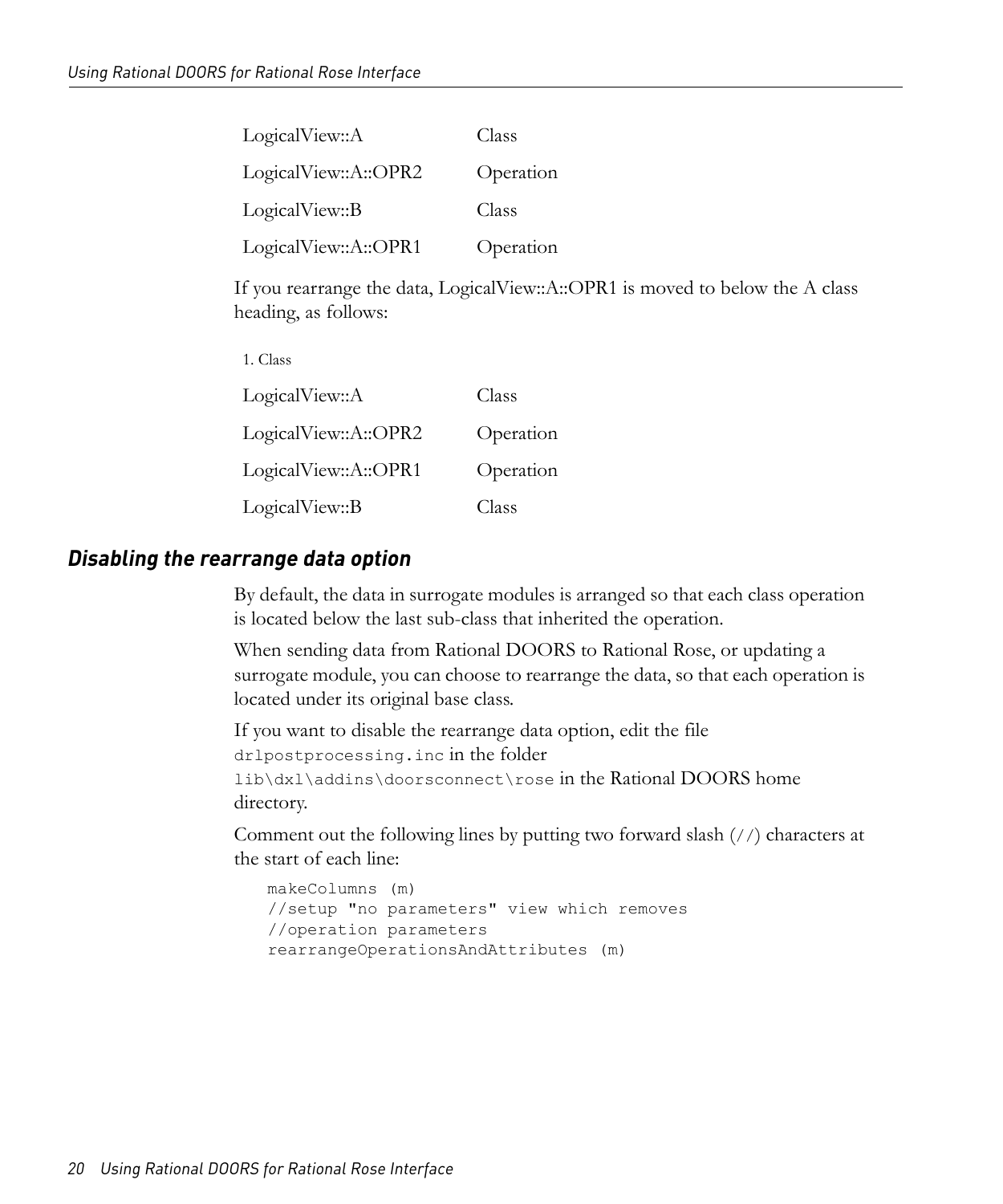| | |
|---|---|
| LogicalView::A | Class |
| LogicalView::A::OPR2 | Operation |
| LogicalView::B | Class |
| LogicalView::A::OPR1 | Operation |

If you rearrange the data, LogicalView::A::OPR1 is moved to below the A class heading, as follows:

1. Class

| | |
|---|---|
| LogicalView::A | Class |
| LogicalView::A::OPR2 | Operation |
| LogicalView::A::OPR1 | Operation |
| LogicalView::B | Class |

### *Disabling the rearrange data option*

By default, the data in surrogate modules is arranged so that each class operation is located below the last sub-class that inherited the operation.

When sending data from Rational DOORS to Rational Rose, or updating a surrogate module, you can choose to rearrange the data, so that each operation is located under its original base class.

If you want to disable the rearrange data option, edit the file `drlpostprocessing.inc` in the folder `lib\dxl\addins\doorsconnect\rose` in the Rational DOORS home directory.

Comment out the following lines by putting two forward slash (`//`) characters at the start of each line:

```
makeColumns (m)
//setup "no parameters" view which removes
//operation parameters
rearrangeOperationsAndAttributes (m)
```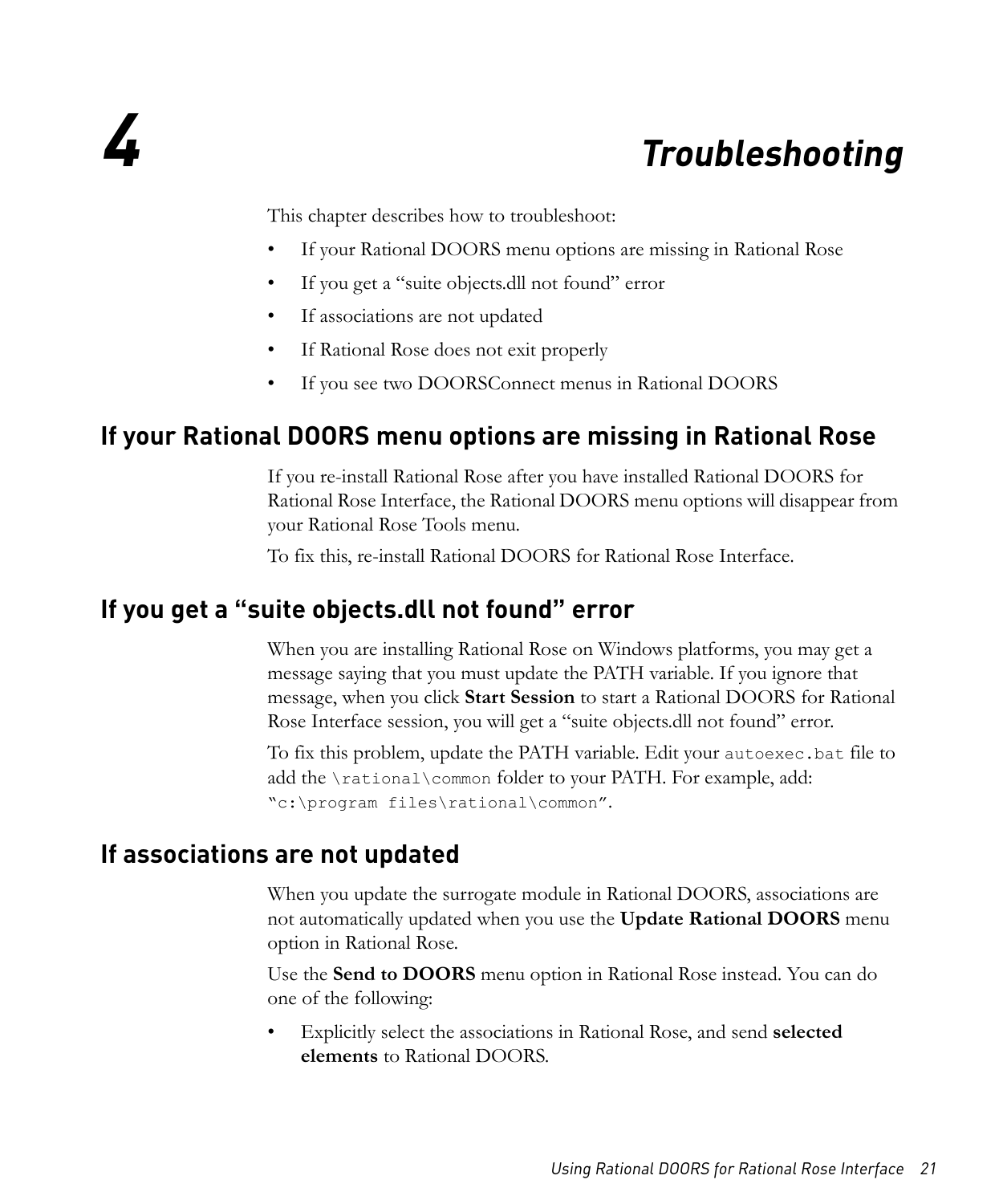# 4 Troubleshooting

This chapter describes how to troubleshoot:

- If your Rational DOORS menu options are missing in Rational Rose
- If you get a "suite objects.dll not found" error
- If associations are not updated
- If Rational Rose does not exit properly
- If you see two DOORSConnect menus in Rational DOORS

## If your Rational DOORS menu options are missing in Rational Rose

If you re-install Rational Rose after you have installed Rational DOORS for Rational Rose Interface, the Rational DOORS menu options will disappear from your Rational Rose Tools menu.

To fix this, re-install Rational DOORS for Rational Rose Interface.

## If you get a "suite objects.dll not found" error

When you are installing Rational Rose on Windows platforms, you may get a message saying that you must update the PATH variable. If you ignore that message, when you click **Start Session** to start a Rational DOORS for Rational Rose Interface session, you will get a "suite objects.dll not found" error.

To fix this problem, update the PATH variable. Edit your `autoexec.bat` file to add the `\rational\common` folder to your PATH. For example, add: `"c:\program files\rational\common"`.

## If associations are not updated

When you update the surrogate module in Rational DOORS, associations are not automatically updated when you use the **Update Rational DOORS** menu option in Rational Rose.

Use the **Send to DOORS** menu option in Rational Rose instead. You can do one of the following:

- Explicitly select the associations in Rational Rose, and send **selected elements** to Rational DOORS.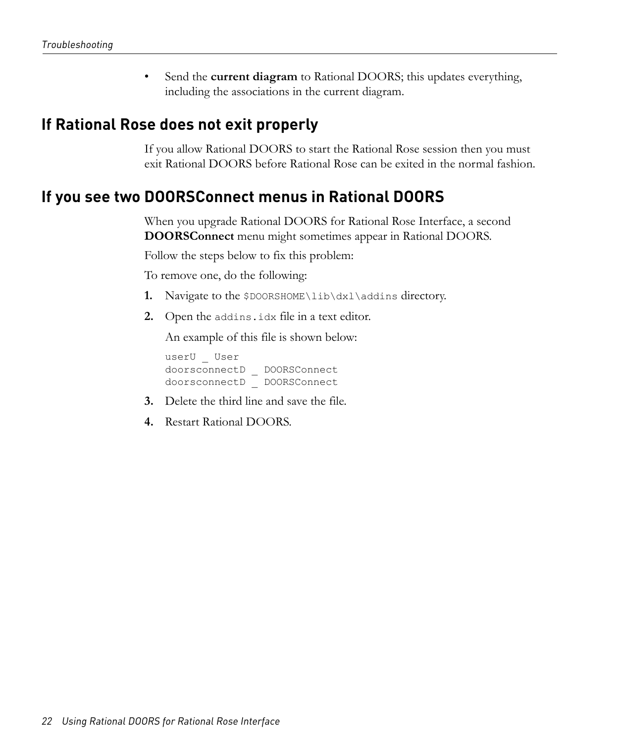- Send the **current diagram** to Rational DOORS; this updates everything, including the associations in the current diagram.

## If Rational Rose does not exit properly

If you allow Rational DOORS to start the Rational Rose session then you must exit Rational DOORS before Rational Rose can be exited in the normal fashion.

## If you see two DOORSConnect menus in Rational DOORS

When you upgrade Rational DOORS for Rational Rose Interface, a second **DOORSConnect** menu might sometimes appear in Rational DOORS.

Follow the steps below to fix this problem:

To remove one, do the following:

1. Navigate to the `$DOORSHOME\lib\dxl\addins` directory.
2. Open the `addins.idx` file in a text editor.

   An example of this file is shown below:

   ```
   userU _ User
   doorsconnectD _ DOORSConnect
   doorsconnectD _ DOORSConnect
   ```

3. Delete the third line and save the file.
4. Restart Rational DOORS.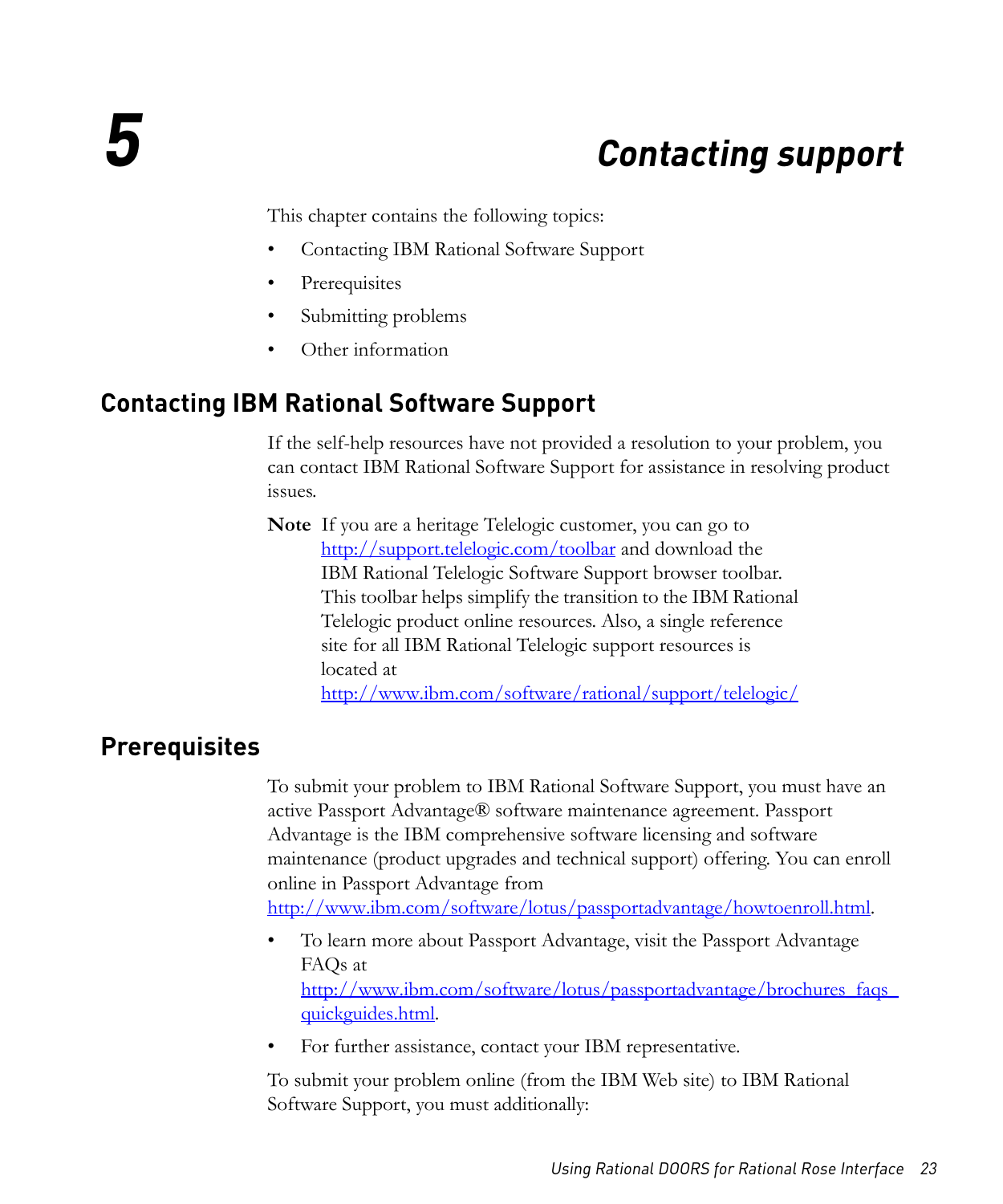# 5 Contacting support

This chapter contains the following topics:

- Contacting IBM Rational Software Support
- Prerequisites
- Submitting problems
- Other information

## Contacting IBM Rational Software Support

If the self-help resources have not provided a resolution to your problem, you can contact IBM Rational Software Support for assistance in resolving product issues.

**Note** If you are a heritage Telelogic customer, you can go to http://support.telelogic.com/toolbar and download the IBM Rational Telelogic Software Support browser toolbar. This toolbar helps simplify the transition to the IBM Rational Telelogic product online resources. Also, a single reference site for all IBM Rational Telelogic support resources is located at http://www.ibm.com/software/rational/support/telelogic/

## Prerequisites

To submit your problem to IBM Rational Software Support, you must have an active Passport Advantage® software maintenance agreement. Passport Advantage is the IBM comprehensive software licensing and software maintenance (product upgrades and technical support) offering. You can enroll online in Passport Advantage from http://www.ibm.com/software/lotus/passportadvantage/howtoenroll.html.

- To learn more about Passport Advantage, visit the Passport Advantage FAQs at http://www.ibm.com/software/lotus/passportadvantage/brochures_faqs_quickguides.html.
- For further assistance, contact your IBM representative.

To submit your problem online (from the IBM Web site) to IBM Rational Software Support, you must additionally: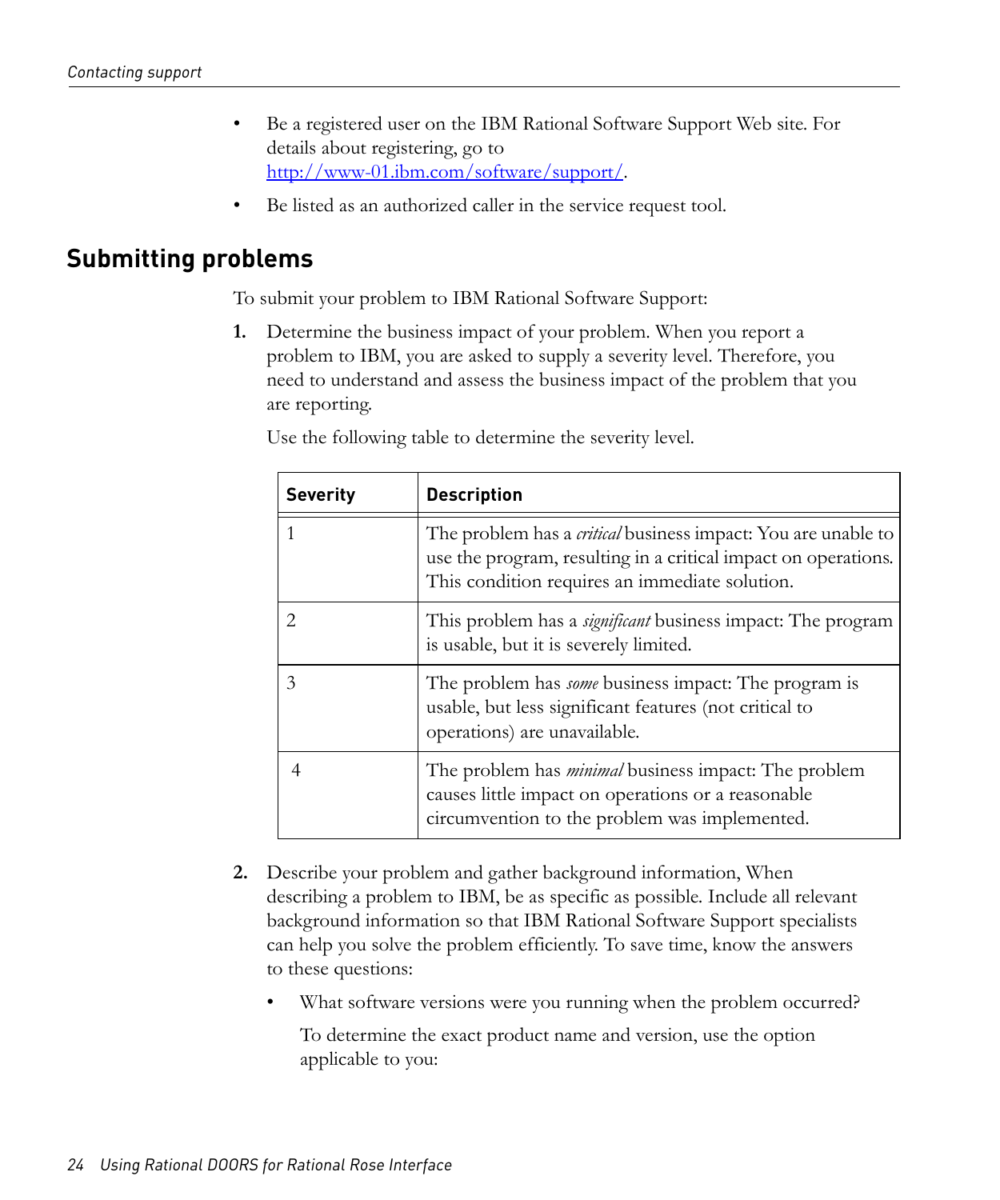- Be a registered user on the IBM Rational Software Support Web site. For details about registering, go to [http://www-01.ibm.com/software/support/](http://www-01.ibm.com/software/support/).
- Be listed as an authorized caller in the service request tool.

## Submitting problems

To submit your problem to IBM Rational Software Support:

1. Determine the business impact of your problem. When you report a problem to IBM, you are asked to supply a severity level. Therefore, you need to understand and assess the business impact of the problem that you are reporting.

   Use the following table to determine the severity level.

| Severity | Description |
|---|---|
| 1 | The problem has a *critical* business impact: You are unable to use the program, resulting in a critical impact on operations. This condition requires an immediate solution. |
| 2 | This problem has a *significant* business impact: The program is usable, but it is severely limited. |
| 3 | The problem has *some* business impact: The program is usable, but less significant features (not critical to operations) are unavailable. |
| 4 | The problem has *minimal* business impact: The problem causes little impact on operations or a reasonable circumvention to the problem was implemented. |

2. Describe your problem and gather background information, When describing a problem to IBM, be as specific as possible. Include all relevant background information so that IBM Rational Software Support specialists can help you solve the problem efficiently. To save time, know the answers to these questions:

   - What software versions were you running when the problem occurred?

     To determine the exact product name and version, use the option applicable to you: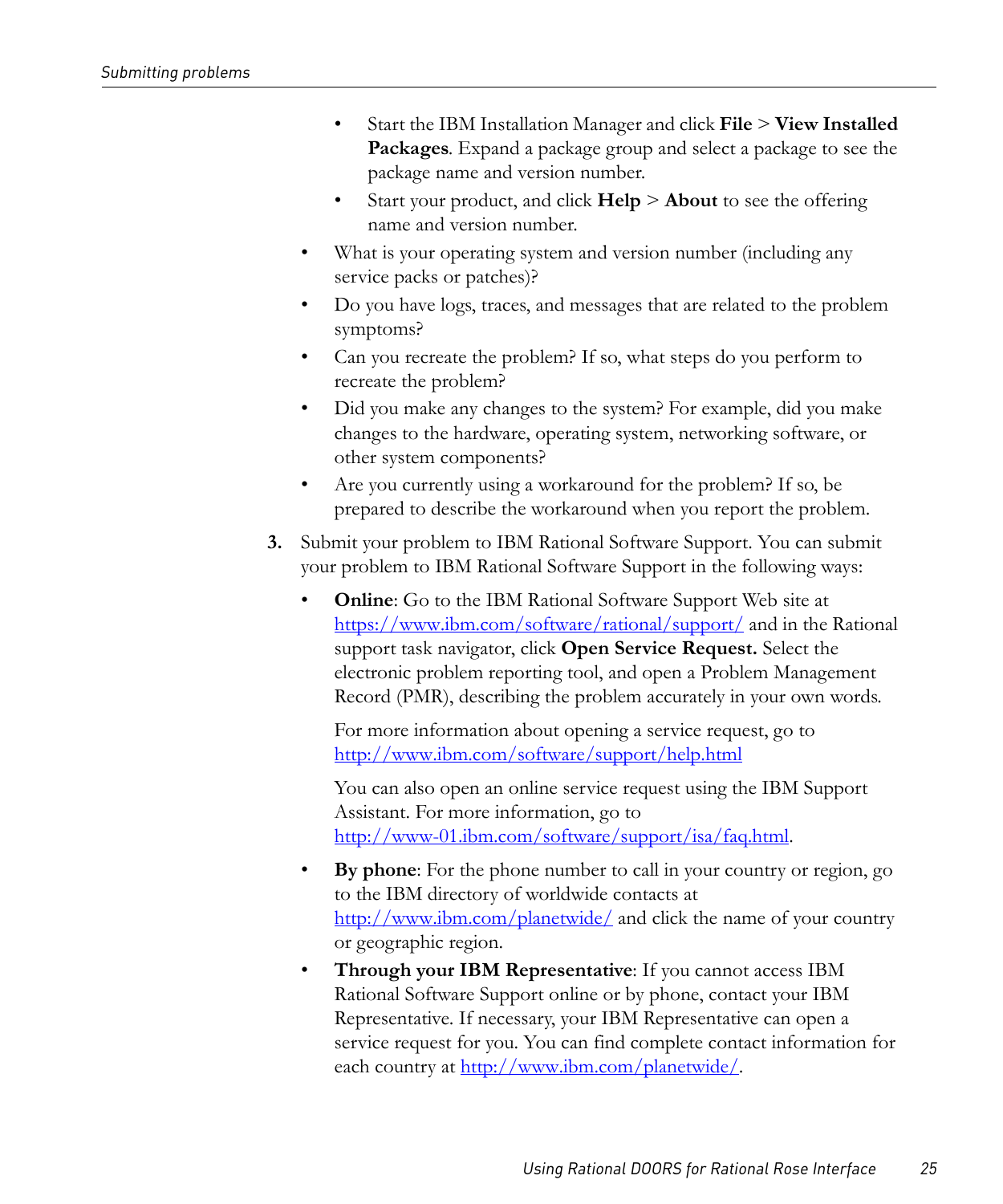- Start the IBM Installation Manager and click **File** > **View Installed Packages**. Expand a package group and select a package to see the package name and version number.
    - Start your product, and click **Help** > **About** to see the offering name and version number.
- What is your operating system and version number (including any service packs or patches)?
- Do you have logs, traces, and messages that are related to the problem symptoms?
- Can you recreate the problem? If so, what steps do you perform to recreate the problem?
- Did you make any changes to the system? For example, did you make changes to the hardware, operating system, networking software, or other system components?
- Are you currently using a workaround for the problem? If so, be prepared to describe the workaround when you report the problem.

3. Submit your problem to IBM Rational Software Support. You can submit your problem to IBM Rational Software Support in the following ways:

    - **Online**: Go to the IBM Rational Software Support Web site at https://www.ibm.com/software/rational/support/ and in the Rational support task navigator, click **Open Service Request.** Select the electronic problem reporting tool, and open a Problem Management Record (PMR), describing the problem accurately in your own words.

      For more information about opening a service request, go to http://www.ibm.com/software/support/help.html

      You can also open an online service request using the IBM Support Assistant. For more information, go to http://www-01.ibm.com/software/support/isa/faq.html.

    - **By phone**: For the phone number to call in your country or region, go to the IBM directory of worldwide contacts at http://www.ibm.com/planetwide/ and click the name of your country or geographic region.
    - **Through your IBM Representative**: If you cannot access IBM Rational Software Support online or by phone, contact your IBM Representative. If necessary, your IBM Representative can open a service request for you. You can find complete contact information for each country at http://www.ibm.com/planetwide/.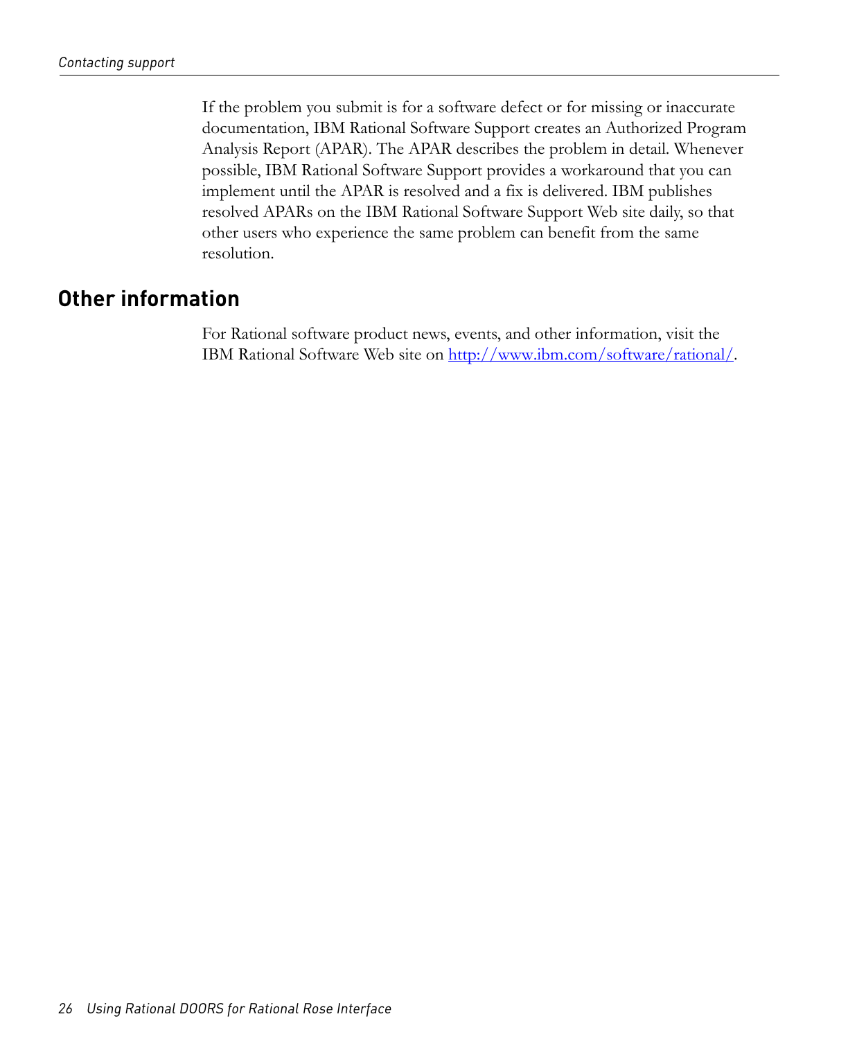If the problem you submit is for a software defect or for missing or inaccurate documentation, IBM Rational Software Support creates an Authorized Program Analysis Report (APAR). The APAR describes the problem in detail. Whenever possible, IBM Rational Software Support provides a workaround that you can implement until the APAR is resolved and a fix is delivered. IBM publishes resolved APARs on the IBM Rational Software Support Web site daily, so that other users who experience the same problem can benefit from the same resolution.

## Other information

For Rational software product news, events, and other information, visit the IBM Rational Software Web site on [http://www.ibm.com/software/rational/](http://www.ibm.com/software/rational/).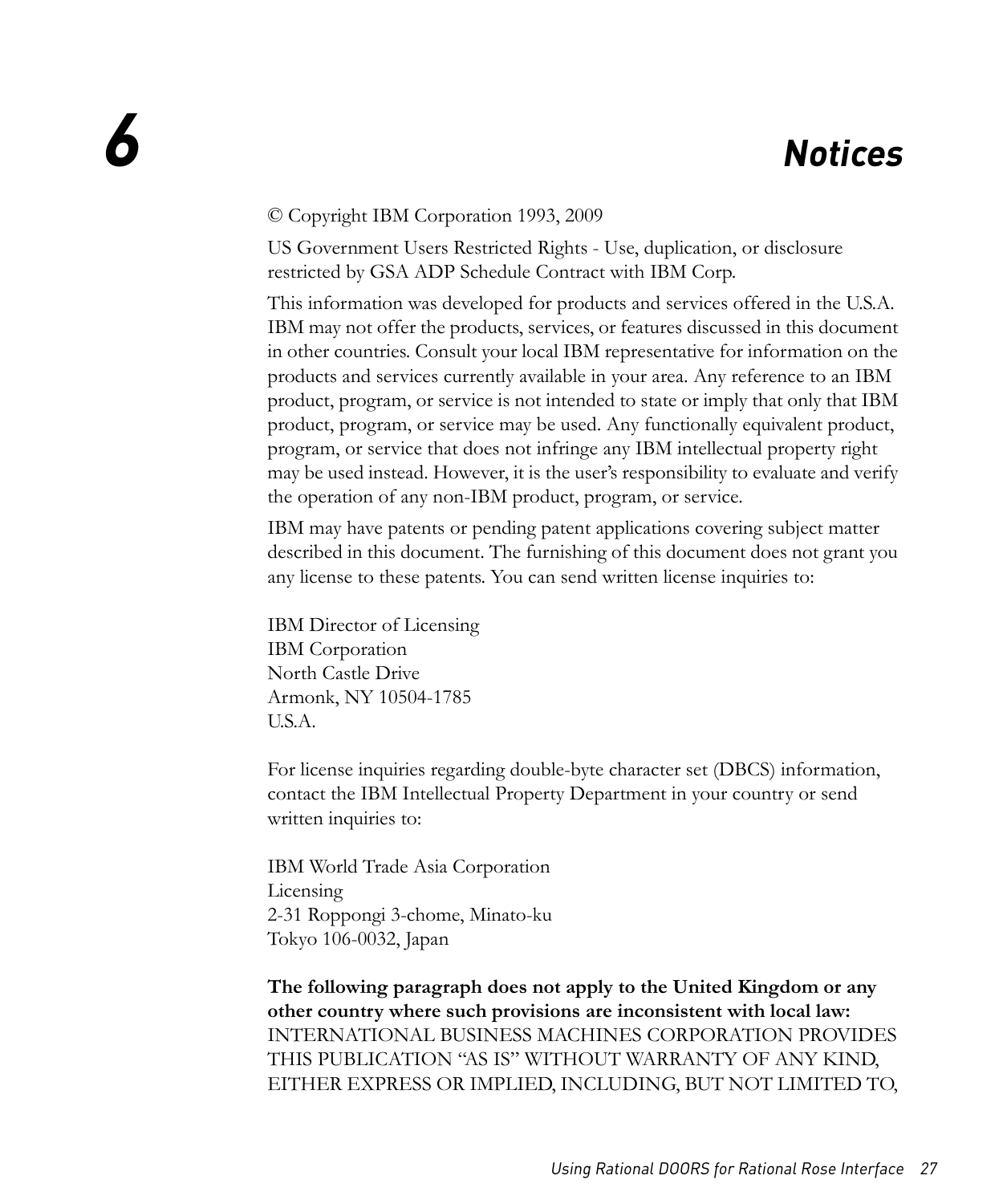# 6 Notices

© Copyright IBM Corporation 1993, 2009

US Government Users Restricted Rights - Use, duplication, or disclosure restricted by GSA ADP Schedule Contract with IBM Corp.

This information was developed for products and services offered in the U.S.A. IBM may not offer the products, services, or features discussed in this document in other countries. Consult your local IBM representative for information on the products and services currently available in your area. Any reference to an IBM product, program, or service is not intended to state or imply that only that IBM product, program, or service may be used. Any functionally equivalent product, program, or service that does not infringe any IBM intellectual property right may be used instead. However, it is the user's responsibility to evaluate and verify the operation of any non-IBM product, program, or service.

IBM may have patents or pending patent applications covering subject matter described in this document. The furnishing of this document does not grant you any license to these patents. You can send written license inquiries to:

IBM Director of Licensing
IBM Corporation
North Castle Drive
Armonk, NY 10504-1785
U.S.A.

For license inquiries regarding double-byte character set (DBCS) information, contact the IBM Intellectual Property Department in your country or send written inquiries to:

IBM World Trade Asia Corporation
Licensing
2-31 Roppongi 3-chome, Minato-ku
Tokyo 106-0032, Japan

**The following paragraph does not apply to the United Kingdom or any other country where such provisions are inconsistent with local law:** INTERNATIONAL BUSINESS MACHINES CORPORATION PROVIDES THIS PUBLICATION "AS IS" WITHOUT WARRANTY OF ANY KIND, EITHER EXPRESS OR IMPLIED, INCLUDING, BUT NOT LIMITED TO,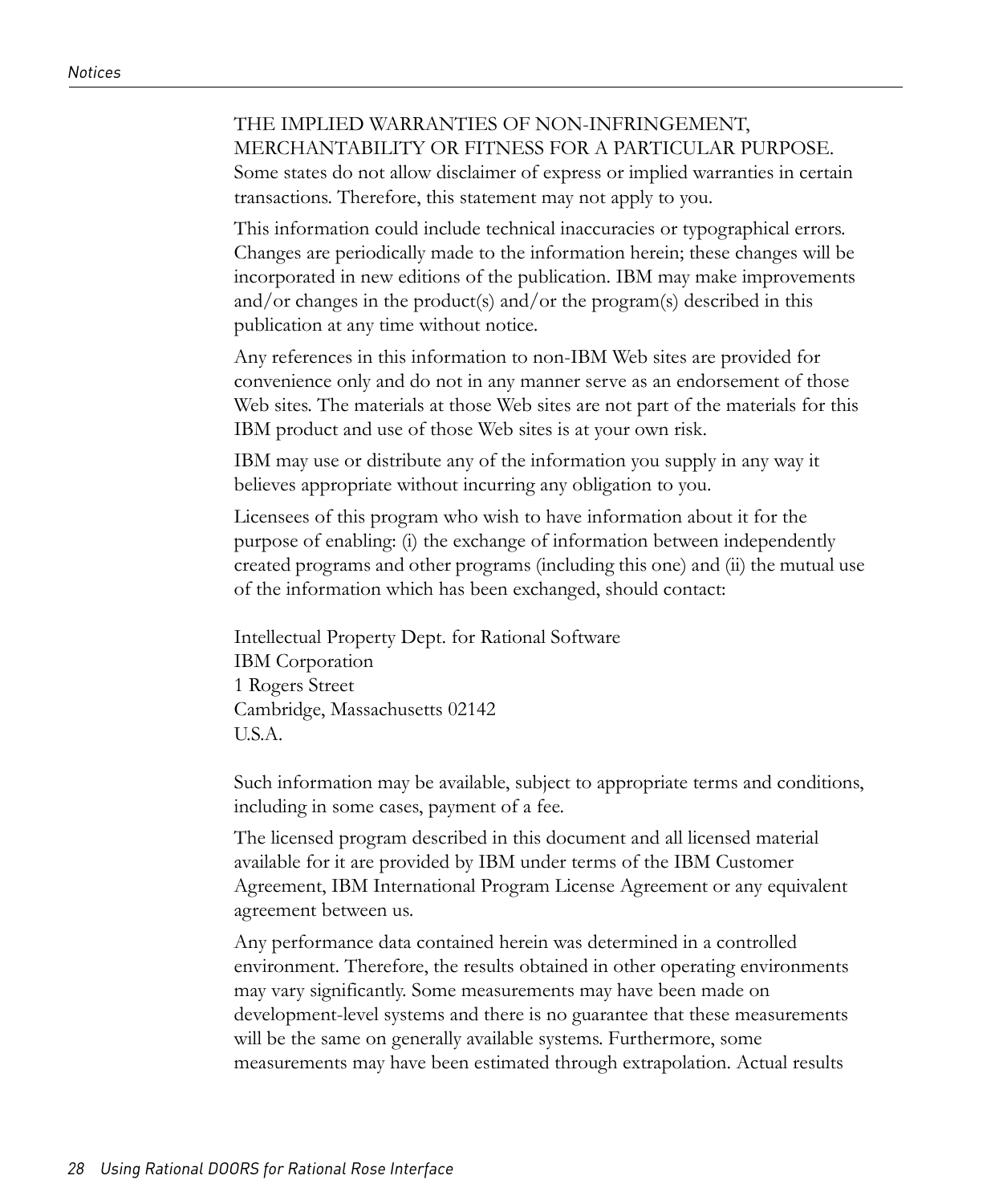THE IMPLIED WARRANTIES OF NON-INFRINGEMENT, MERCHANTABILITY OR FITNESS FOR A PARTICULAR PURPOSE. Some states do not allow disclaimer of express or implied warranties in certain transactions. Therefore, this statement may not apply to you.

This information could include technical inaccuracies or typographical errors. Changes are periodically made to the information herein; these changes will be incorporated in new editions of the publication. IBM may make improvements and/or changes in the product(s) and/or the program(s) described in this publication at any time without notice.

Any references in this information to non-IBM Web sites are provided for convenience only and do not in any manner serve as an endorsement of those Web sites. The materials at those Web sites are not part of the materials for this IBM product and use of those Web sites is at your own risk.

IBM may use or distribute any of the information you supply in any way it believes appropriate without incurring any obligation to you.

Licensees of this program who wish to have information about it for the purpose of enabling: (i) the exchange of information between independently created programs and other programs (including this one) and (ii) the mutual use of the information which has been exchanged, should contact:

Intellectual Property Dept. for Rational Software
IBM Corporation
1 Rogers Street
Cambridge, Massachusetts 02142
U.S.A.

Such information may be available, subject to appropriate terms and conditions, including in some cases, payment of a fee.

The licensed program described in this document and all licensed material available for it are provided by IBM under terms of the IBM Customer Agreement, IBM International Program License Agreement or any equivalent agreement between us.

Any performance data contained herein was determined in a controlled environment. Therefore, the results obtained in other operating environments may vary significantly. Some measurements may have been made on development-level systems and there is no guarantee that these measurements will be the same on generally available systems. Furthermore, some measurements may have been estimated through extrapolation. Actual results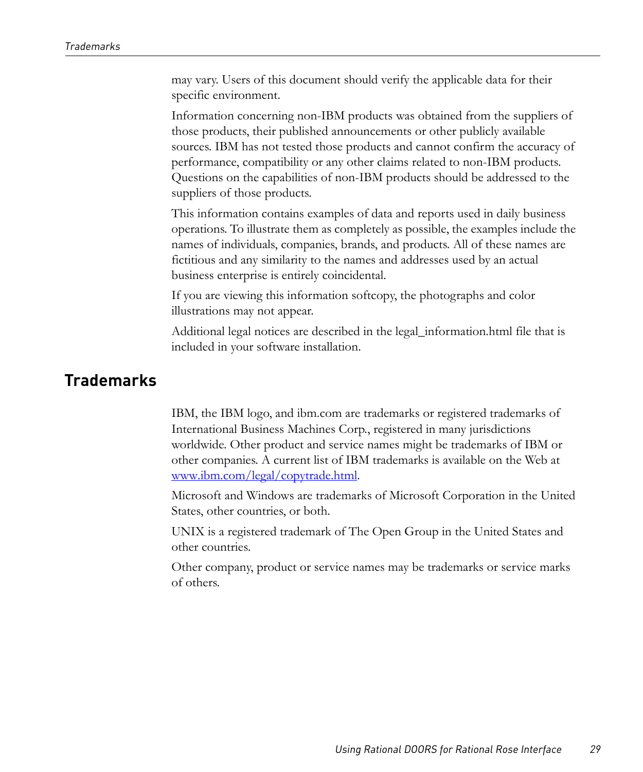may vary. Users of this document should verify the applicable data for their specific environment.

Information concerning non-IBM products was obtained from the suppliers of those products, their published announcements or other publicly available sources. IBM has not tested those products and cannot confirm the accuracy of performance, compatibility or any other claims related to non-IBM products. Questions on the capabilities of non-IBM products should be addressed to the suppliers of those products.

This information contains examples of data and reports used in daily business operations. To illustrate them as completely as possible, the examples include the names of individuals, companies, brands, and products. All of these names are fictitious and any similarity to the names and addresses used by an actual business enterprise is entirely coincidental.

If you are viewing this information softcopy, the photographs and color illustrations may not appear.

Additional legal notices are described in the legal_information.html file that is included in your software installation.

## Trademarks

IBM, the IBM logo, and ibm.com are trademarks or registered trademarks of International Business Machines Corp., registered in many jurisdictions worldwide. Other product and service names might be trademarks of IBM or other companies. A current list of IBM trademarks is available on the Web at www.ibm.com/legal/copytrade.html.

Microsoft and Windows are trademarks of Microsoft Corporation in the United States, other countries, or both.

UNIX is a registered trademark of The Open Group in the United States and other countries.

Other company, product or service names may be trademarks or service marks of others.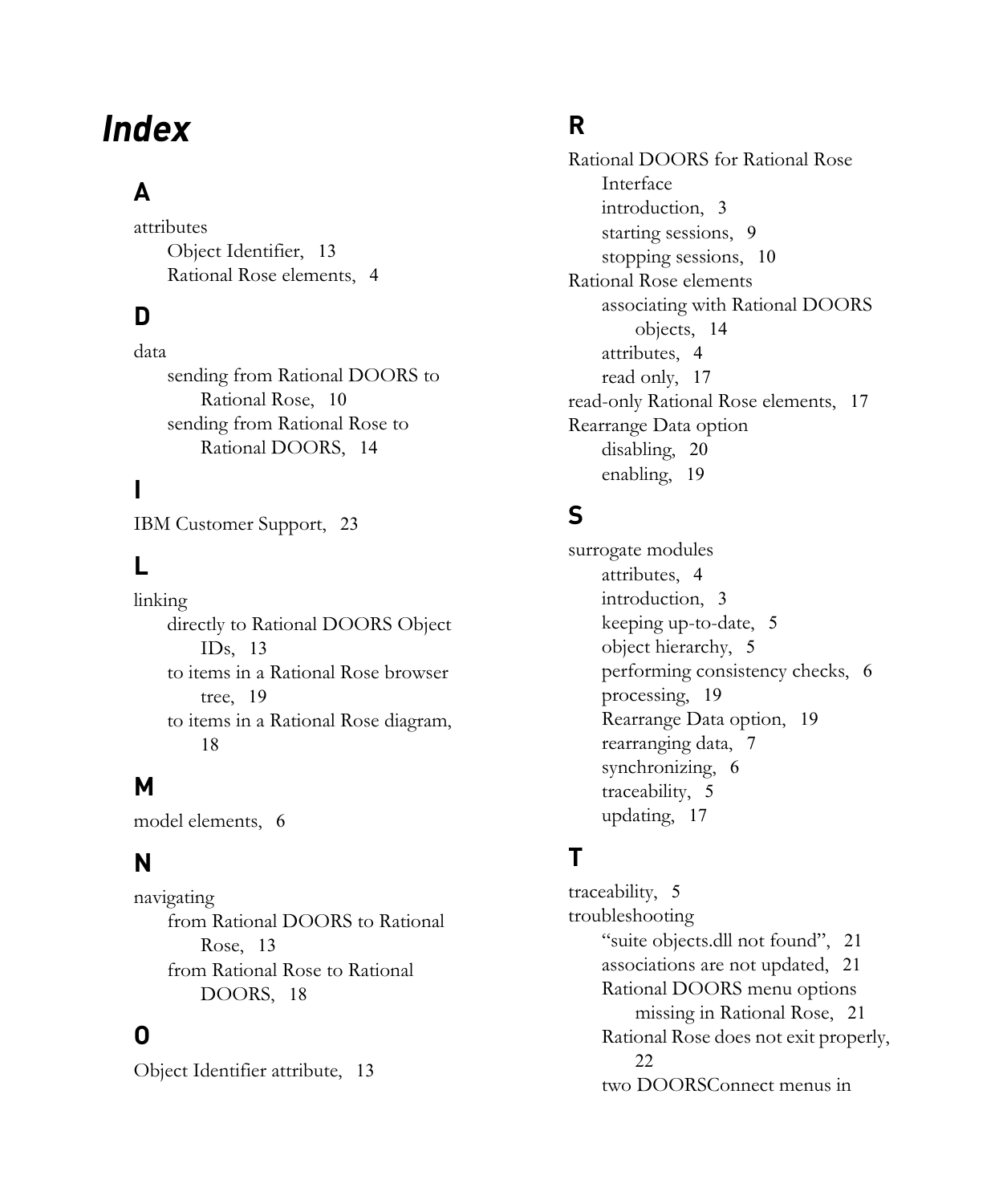# Index

## A

attributes
- Object Identifier, 13
- Rational Rose elements, 4

## D

data
- sending from Rational DOORS to Rational Rose, 10
- sending from Rational Rose to Rational DOORS, 14

## I

IBM Customer Support, 23

## L

linking
- directly to Rational DOORS Object IDs, 13
- to items in a Rational Rose browser tree, 19
- to items in a Rational Rose diagram, 18

## M

model elements, 6

## N

navigating
- from Rational DOORS to Rational Rose, 13
- from Rational Rose to Rational DOORS, 18

## O

Object Identifier attribute, 13

## R

Rational DOORS for Rational Rose Interface
- introduction, 3
- starting sessions, 9
- stopping sessions, 10

Rational Rose elements
- associating with Rational DOORS objects, 14
- attributes, 4
- read only, 17

read-only Rational Rose elements, 17

Rearrange Data option
- disabling, 20
- enabling, 19

## S

surrogate modules
- attributes, 4
- introduction, 3
- keeping up-to-date, 5
- object hierarchy, 5
- performing consistency checks, 6
- processing, 19
- Rearrange Data option, 19
- rearranging data, 7
- synchronizing, 6
- traceability, 5
- updating, 17

## T

traceability, 5

troubleshooting
- "suite objects.dll not found", 21
- associations are not updated, 21
- Rational DOORS menu options missing in Rational Rose, 21
- Rational Rose does not exit properly, 22
- two DOORSConnect menus in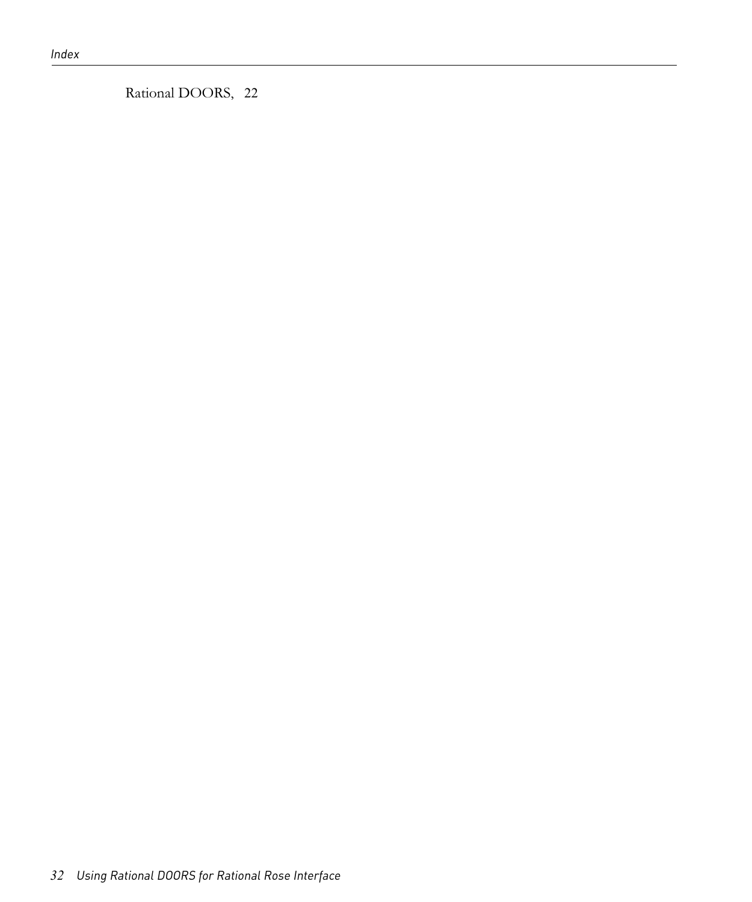Rational DOORS, 22